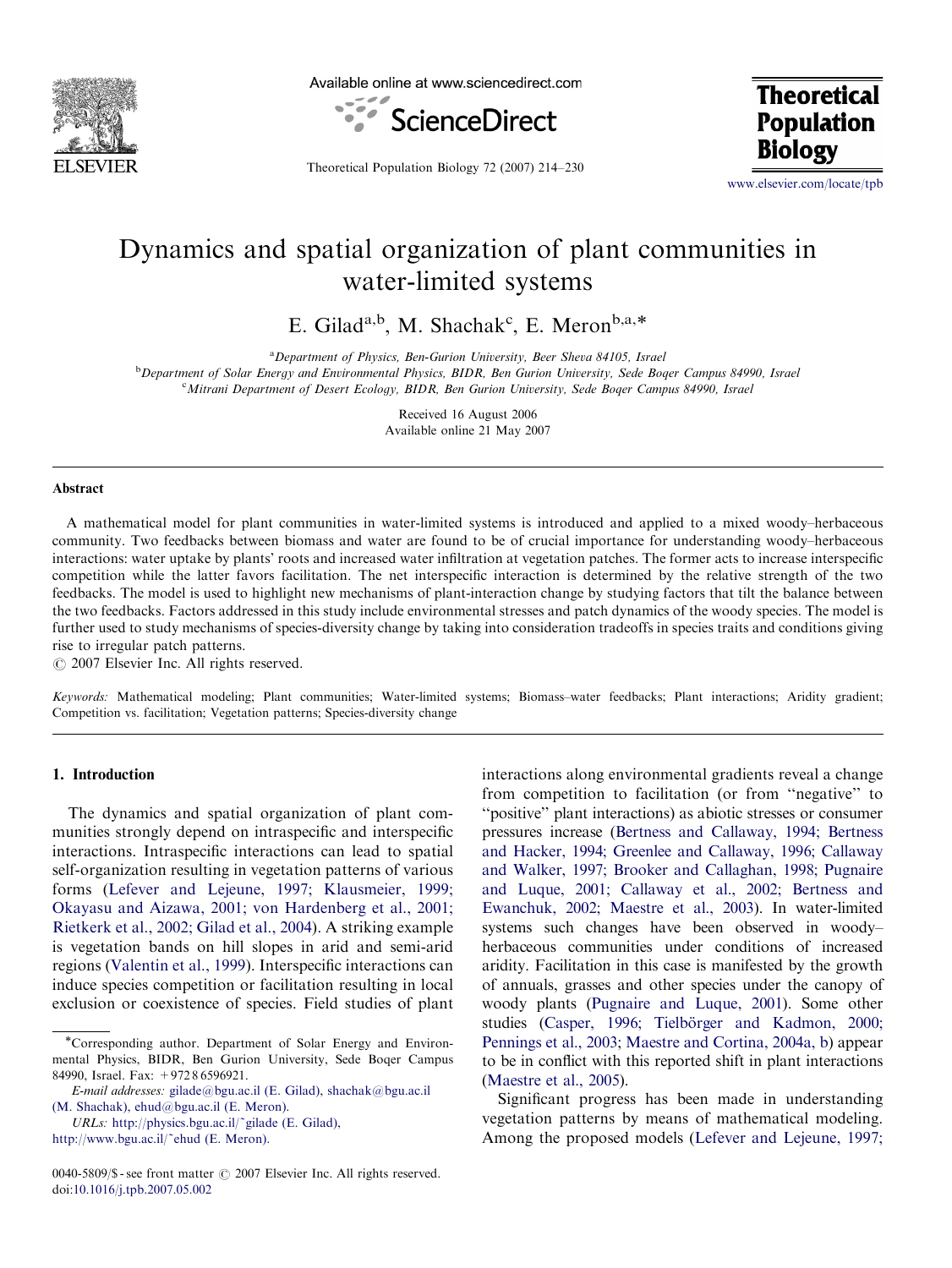# Dynamics and spatial organization of plant communities in water-limited systems

E. Gilad[a,b], M. Shachak[c], E. Meron[b,a,*]

[a] Department of Physics, Ben-Gurion University, Beer Sheva 84105, Israel

[b] Department of Solar Energy and Environmental Physics, BIDR, Ben Gurion University, Sede Boqer Campus 84990, Israel

[c] Mitrani Department of Desert Ecology, BIDR, Ben Gurion University, Sede Boqer Campus 84990, Israel

Received 16 August 2006

Available online 21 May 2007

## Abstract

A mathematical model for plant communities in water-limited systems is introduced and applied to a mixed woody–herbaceous community. Two feedbacks between biomass and water are found to be of crucial importance for understanding woody–herbaceous interactions: water uptake by plants' roots and increased water infiltration at vegetation patches. The former acts to increase interspecific competition while the latter favors facilitation. The net interspecific interaction is determined by the relative strength of the two feedbacks. The model is used to highlight new mechanisms of plant-interaction change by studying factors that tilt the balance between the two feedbacks. Factors addressed in this study include environmental stresses and patch dynamics of the woody species. The model is further used to study mechanisms of species-diversity change by taking into consideration tradeoffs in species traits and conditions giving rise to irregular patch patterns.

© 2007 Elsevier Inc. All rights reserved.

*Keywords:* Mathematical modeling; Plant communities; Water-limited systems; Biomass–water feedbacks; Plant interactions; Aridity gradient; Competition vs. facilitation; Vegetation patterns; Species-diversity change

## 1. Introduction

The dynamics and spatial organization of plant communities strongly depend on intraspecific and interspecific interactions. Intraspecific interactions can lead to spatial self-organization resulting in vegetation patterns of various forms (Lefever and Lejeune, 1997; Klausmeier, 1999; Okayasu and Aizawa, 2001; von Hardenberg et al., 2001; Rietkerk et al., 2002; Gilad et al., 2004). A striking example is vegetation bands on hill slopes in arid and semi-arid regions (Valentin et al., 1999). Interspecific interactions can induce species competition or facilitation resulting in local exclusion or coexistence of species. Field studies of plant interactions along environmental gradients reveal a change from competition to facilitation (or from "negative" to "positive" plant interactions) as abiotic stresses or consumer pressures increase (Bertness and Callaway, 1994; Bertness and Hacker, 1994; Greenlee and Callaway, 1996; Callaway and Walker, 1997; Brooker and Callaghan, 1998; Pugnaire and Luque, 2001; Callaway et al., 2002; Bertness and Ewanchuk, 2002; Maestre et al., 2003). In water-limited systems such changes have been observed in woody–herbaceous communities under conditions of increased aridity. Facilitation in this case is manifested by the growth of annuals, grasses and other species under the canopy of woody plants (Pugnaire and Luque, 2001). Some other studies (Casper, 1996; Tielbörger and Kadmon, 2000; Pennings et al., 2003; Maestre and Cortina, 2004a, b) appear to be in conflict with this reported shift in plant interactions (Maestre et al., 2005).

Significant progress has been made in understanding vegetation patterns by means of mathematical modeling. Among the proposed models (Lefever and Lejeune, 1997;

*Corresponding author. Department of Solar Energy and Environmental Physics, BIDR, Ben Gurion University, Sede Boqer Campus 84990, Israel. Fax: +972 8 6596921.

*E-mail addresses:* gilade@bgu.ac.il (E. Gilad), shachak@bgu.ac.il (M. Shachak), ehud@bgu.ac.il (E. Meron).

*URLs:* http://physics.bgu.ac.il/~gilade (E. Gilad), http://www.bgu.ac.il/~ehud (E. Meron).

0040-5809/$ - see front matter © 2007 Elsevier Inc. All rights reserved.
doi:10.1016/j.tpb.2007.05.002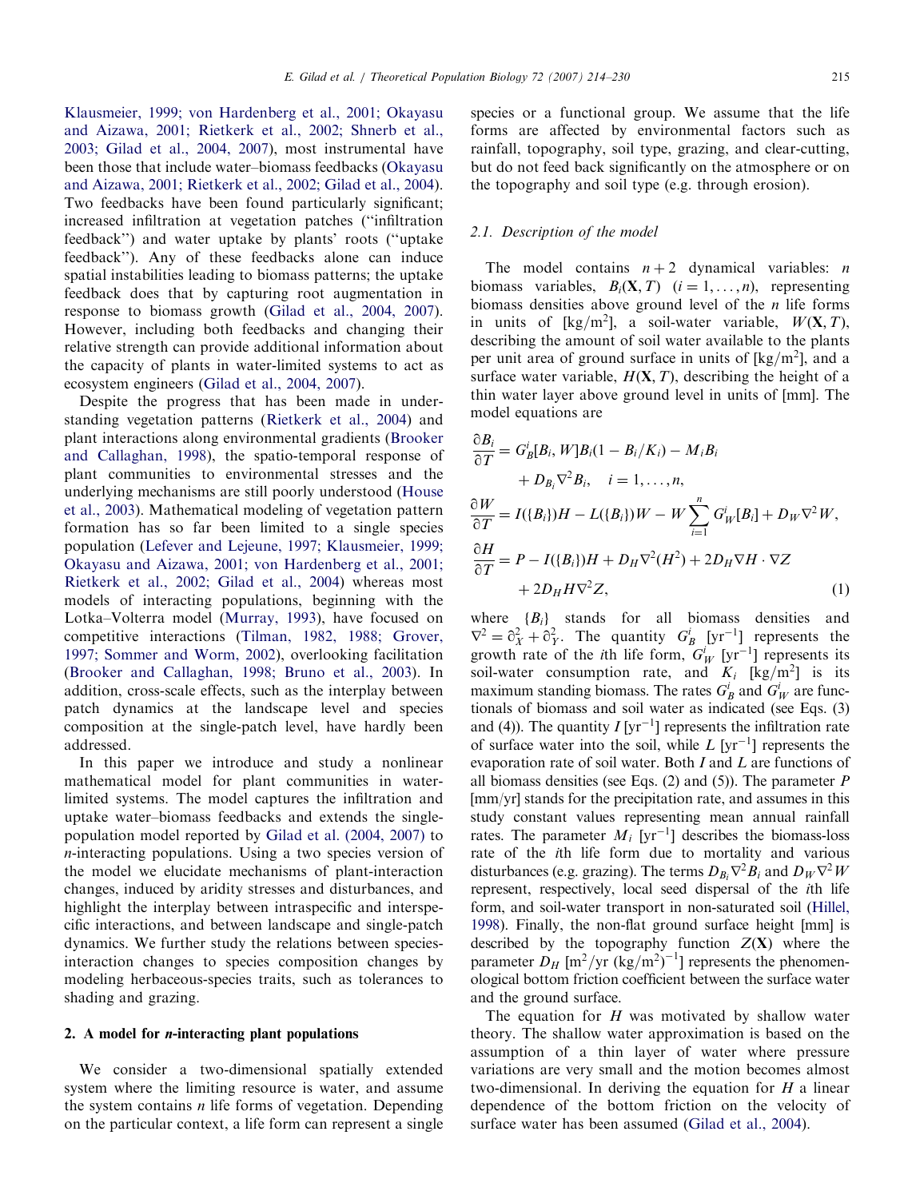Klausmeier, 1999; von Hardenberg et al., 2001; Okayasu and Aizawa, 2001; Rietkerk et al., 2002; Shnerb et al., 2003; Gilad et al., 2004, 2007), most instrumental have been those that include water–biomass feedbacks (Okayasu and Aizawa, 2001; Rietkerk et al., 2002; Gilad et al., 2004). Two feedbacks have been found particularly significant; increased infiltration at vegetation patches ("infiltration feedback") and water uptake by plants' roots ("uptake feedback"). Any of these feedbacks alone can induce spatial instabilities leading to biomass patterns; the uptake feedback does that by capturing root augmentation in response to biomass growth (Gilad et al., 2004, 2007). However, including both feedbacks and changing their relative strength can provide additional information about the capacity of plants in water-limited systems to act as ecosystem engineers (Gilad et al., 2004, 2007).

Despite the progress that has been made in understanding vegetation patterns (Rietkerk et al., 2004) and plant interactions along environmental gradients (Brooker and Callaghan, 1998), the spatio-temporal response of plant communities to environmental stresses and the underlying mechanisms are still poorly understood (House et al., 2003). Mathematical modeling of vegetation pattern formation has so far been limited to a single species population (Lefever and Lejeune, 1997; Klausmeier, 1999; Okayasu and Aizawa, 2001; von Hardenberg et al., 2001; Rietkerk et al., 2002; Gilad et al., 2004) whereas most models of interacting populations, beginning with the Lotka–Volterra model (Murray, 1993), have focused on competitive interactions (Tilman, 1982, 1988; Grover, 1997; Sommer and Worm, 2002), overlooking facilitation (Brooker and Callaghan, 1998; Bruno et al., 2003). In addition, cross-scale effects, such as the interplay between patch dynamics at the landscape level and species composition at the single-patch level, have hardly been addressed.

In this paper we introduce and study a nonlinear mathematical model for plant communities in water-limited systems. The model captures the infiltration and uptake water–biomass feedbacks and extends the single-population model reported by Gilad et al. (2004, 2007) to $n$-interacting populations. Using a two species version of the model we elucidate mechanisms of plant-interaction changes, induced by aridity stresses and disturbances, and highlight the interplay between intraspecific and interspecific interactions, and between landscape and single-patch dynamics. We further study the relations between species-interaction changes to species composition changes by modeling herbaceous-species traits, such as tolerances to shading and grazing.

## 2. A model for $n$-interacting plant populations

We consider a two-dimensional spatially extended system where the limiting resource is water, and assume the system contains $n$ life forms of vegetation. Depending on the particular context, a life form can represent a single species or a functional group. We assume that the life forms are affected by environmental factors such as rainfall, topography, soil type, grazing, and clear-cutting, but do not feed back significantly on the atmosphere or on the topography and soil type (e.g. through erosion).

### 2.1. Description of the model

The model contains $n+2$ dynamical variables: $n$ biomass variables, $B_i(\mathbf{X},T)$ $(i=1,\ldots,n)$, representing biomass densities above ground level of the $n$ life forms in units of [kg/m$^2$], a soil-water variable, $W(\mathbf{X},T)$, describing the amount of soil water available to the plants per unit area of ground surface in units of [kg/m$^2$], and a surface water variable, $H(\mathbf{X},T)$, describing the height of a thin water layer above ground level in units of [mm]. The model equations are

$$
\begin{aligned}
\frac{\partial B_i}{\partial T} &= G_B^i[B_i,W]B_i(1-B_i/K_i) - M_iB_i \\
&\quad + D_{B_i}\nabla^2 B_i, \quad i=1,\ldots,n, \\
\frac{\partial W}{\partial T} &= I(\{B_i\})H - L(\{B_i\})W - W\sum_{i=1}^{n} G_W^i[B_i] + D_W\nabla^2 W, \\
\frac{\partial H}{\partial T} &= P - I(\{B_i\})H + D_H\nabla^2(H^2) + 2D_H\nabla H\cdot\nabla Z \\
&\quad + 2D_H H\nabla^2 Z,
\end{aligned}
\tag{1}
$$

where $\{B_i\}$ stands for all biomass densities and $\nabla^2 = \partial_X^2 + \partial_Y^2$. The quantity $G_B^i$ [yr$^{-1}$] represents the growth rate of the $i$th life form, $G_W^i$ [yr$^{-1}$] represents its soil-water consumption rate, and $K_i$ [kg/m$^2$] is its maximum standing biomass. The rates $G_B^i$ and $G_W^i$ are functionals of biomass and soil water as indicated (see Eqs. (3) and (4)). The quantity $I$ [yr$^{-1}$] represents the infiltration rate of surface water into the soil, while $L$ [yr$^{-1}$] represents the evaporation rate of soil water. Both $I$ and $L$ are functions of all biomass densities (see Eqs. (2) and (5)). The parameter $P$ [mm/yr] stands for the precipitation rate, and assumes in this study constant values representing mean annual rainfall rates. The parameter $M_i$ [yr$^{-1}$] describes the biomass-loss rate of the $i$th life form due to mortality and various disturbances (e.g. grazing). The terms $D_{B_i}\nabla^2 B_i$ and $D_W\nabla^2 W$ represent, respectively, local seed dispersal of the $i$th life form, and soil-water transport in non-saturated soil (Hillel, 1998). Finally, the non-flat ground surface height [mm] is described by the topography function $Z(\mathbf{X})$ where the parameter $D_H$ [m$^2$/yr (kg/m$^2$)$^{-1}$] represents the phenomenological bottom friction coefficient between the surface water and the ground surface.

The equation for $H$ was motivated by shallow water theory. The shallow water approximation is based on the assumption of a thin layer of water where pressure variations are very small and the motion becomes almost two-dimensional. In deriving the equation for $H$ a linear dependence of the bottom friction on the velocity of surface water has been assumed (Gilad et al., 2004).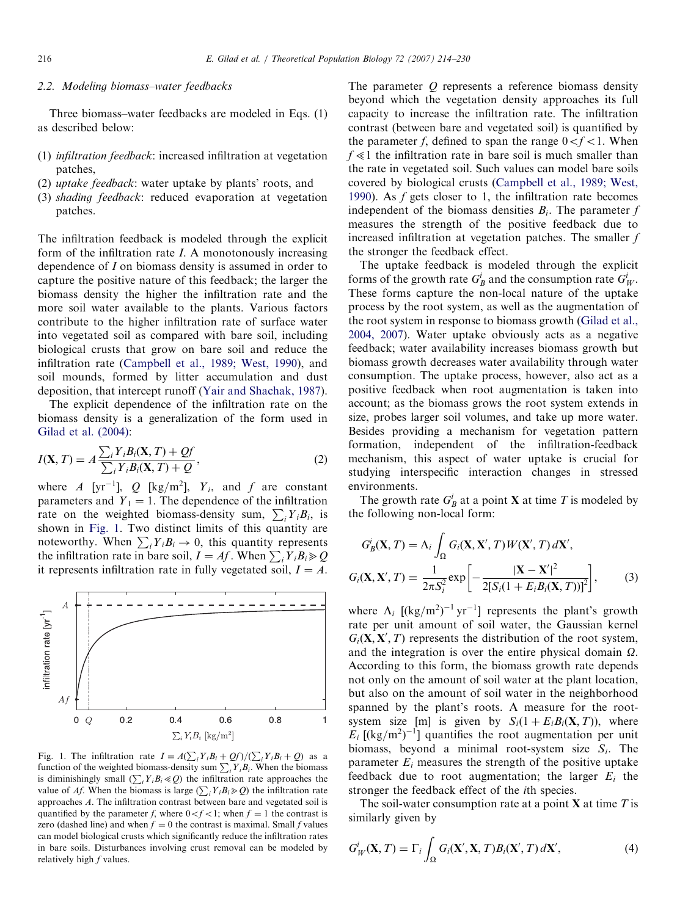### 2.2. Modeling biomass–water feedbacks

Three biomass–water feedbacks are modeled in Eqs. (1) as described below:

1. *infiltration feedback*: increased infiltration at vegetation patches,
2. *uptake feedback*: water uptake by plants' roots, and
3. *shading feedback*: reduced evaporation at vegetation patches.

The infiltration feedback is modeled through the explicit form of the infiltration rate $I$. A monotonously increasing dependence of $I$ on biomass density is assumed in order to capture the positive nature of this feedback; the larger the biomass density the higher the infiltration rate and the more soil water available to the plants. Various factors contribute to the higher infiltration rate of surface water into vegetated soil as compared with bare soil, including biological crusts that grow on bare soil and reduce the infiltration rate (Campbell et al., 1989; West, 1990), and soil mounds, formed by litter accumulation and dust deposition, that intercept runoff (Yair and Shachak, 1987).

The explicit dependence of the infiltration rate on the biomass density is a generalization of the form used in Gilad et al. (2004):

$$I(\mathbf{X},T) = A\frac{\sum_i Y_i B_i(\mathbf{X},T) + Qf}{\sum_i Y_i B_i(\mathbf{X},T) + Q}, \tag{2}$$

where $A$ [yr$^{-1}$], $Q$ [kg/m$^2$], $Y_i$, and $f$ are constant parameters and $Y_1 = 1$. The dependence of the infiltration rate on the weighted biomass-density sum, $\sum_i Y_i B_i$, is shown in Fig. 1. Two distinct limits of this quantity are noteworthy. When $\sum_i Y_i B_i \to 0$, this quantity represents the infiltration rate in bare soil, $I = Af$. When $\sum_i Y_i B_i \gg Q$ it represents infiltration rate in fully vegetated soil, $I = A$.

Fig. 1. The infiltration rate $I = A(\sum_i Y_i B_i + Qf)/(\sum_i Y_i B_i + Q)$ as a function of the weighted biomass-density sum $\sum_i Y_i B_i$. When the biomass is diminishingly small ($\sum_i Y_i B_i \ll Q$) the infiltration rate approaches the value of $Af$. When the biomass is large ($\sum_i Y_i B_i \gg Q$) the infiltration rate approaches $A$. The infiltration contrast between bare and vegetated soil is quantified by the parameter $f$, where $0<f<1$; when $f=1$ the contrast is zero (dashed line) and when $f=0$ the contrast is maximal. Small $f$ values can model biological crusts which significantly reduce the infiltration rates in bare soils. Disturbances involving crust removal can be modeled by relatively high $f$ values.

The parameter $Q$ represents a reference biomass density beyond which the vegetation density approaches its full capacity to increase the infiltration rate. The infiltration contrast (between bare and vegetated soil) is quantified by the parameter $f$, defined to span the range $0<f<1$. When $f \ll 1$ the infiltration rate in bare soil is much smaller than the rate in vegetated soil. Such values can model bare soils covered by biological crusts (Campbell et al., 1989; West, 1990). As $f$ gets closer to 1, the infiltration rate becomes independent of the biomass densities $B_i$. The parameter $f$ measures the strength of the positive feedback due to increased infiltration at vegetation patches. The smaller $f$ the stronger the feedback effect.

The uptake feedback is modeled through the explicit forms of the growth rate $G_B^i$ and the consumption rate $G_W^i$. These forms capture the non-local nature of the uptake process by the root system, as well as the augmentation of the root system in response to biomass growth (Gilad et al., 2004, 2007). Water uptake obviously acts as a negative feedback; water availability increases biomass growth but biomass growth decreases water availability through water consumption. The uptake process, however, also act as a positive feedback when root augmentation is taken into account; as the biomass grows the root system extends in size, probes larger soil volumes, and take up more water. Besides providing a mechanism for vegetation pattern formation, independent of the infiltration-feedback mechanism, this aspect of water uptake is crucial for studying interspecific interaction changes in stressed environments.

The growth rate $G_B^i$ at a point $\mathbf{X}$ at time $T$ is modeled by the following non-local form:

$$G_B^i(\mathbf{X},T) = \Lambda_i \int_\Omega G_i(\mathbf{X},\mathbf{X}',T)W(\mathbf{X}',T)\,d\mathbf{X}',$$
$$G_i(\mathbf{X},\mathbf{X}',T) = \frac{1}{2\pi S_i^2}\exp\left[-\frac{|\mathbf{X}-\mathbf{X}'|^2}{2[S_i(1+E_iB_i(\mathbf{X},T))]^2}\right], \tag{3}$$

where $\Lambda_i$ [(kg/m$^2$)$^{-1}$ yr$^{-1}$] represents the plant's growth rate per unit amount of soil water, the Gaussian kernel $G_i(\mathbf{X},\mathbf{X}',T)$ represents the distribution of the root system, and the integration is over the entire physical domain $\Omega$. According to this form, the biomass growth rate depends not only on the amount of soil water at the plant location, but also on the amount of soil water in the neighborhood spanned by the plant's roots. A measure for the root-system size [m] is given by $S_i(1+E_iB_i(\mathbf{X},T))$, where $E_i$ [(kg/m$^2$)$^{-1}$] quantifies the root augmentation per unit biomass, beyond a minimal root-system size $S_i$. The parameter $E_i$ measures the strength of the positive uptake feedback due to root augmentation; the larger $E_i$ the stronger the feedback effect of the $i$th species.

The soil-water consumption rate at a point $\mathbf{X}$ at time $T$ is similarly given by

$$G_W^i(\mathbf{X},T) = \Gamma_i \int_\Omega G_i(\mathbf{X}',\mathbf{X},T)B_i(\mathbf{X}',T)\,d\mathbf{X}', \tag{4}$$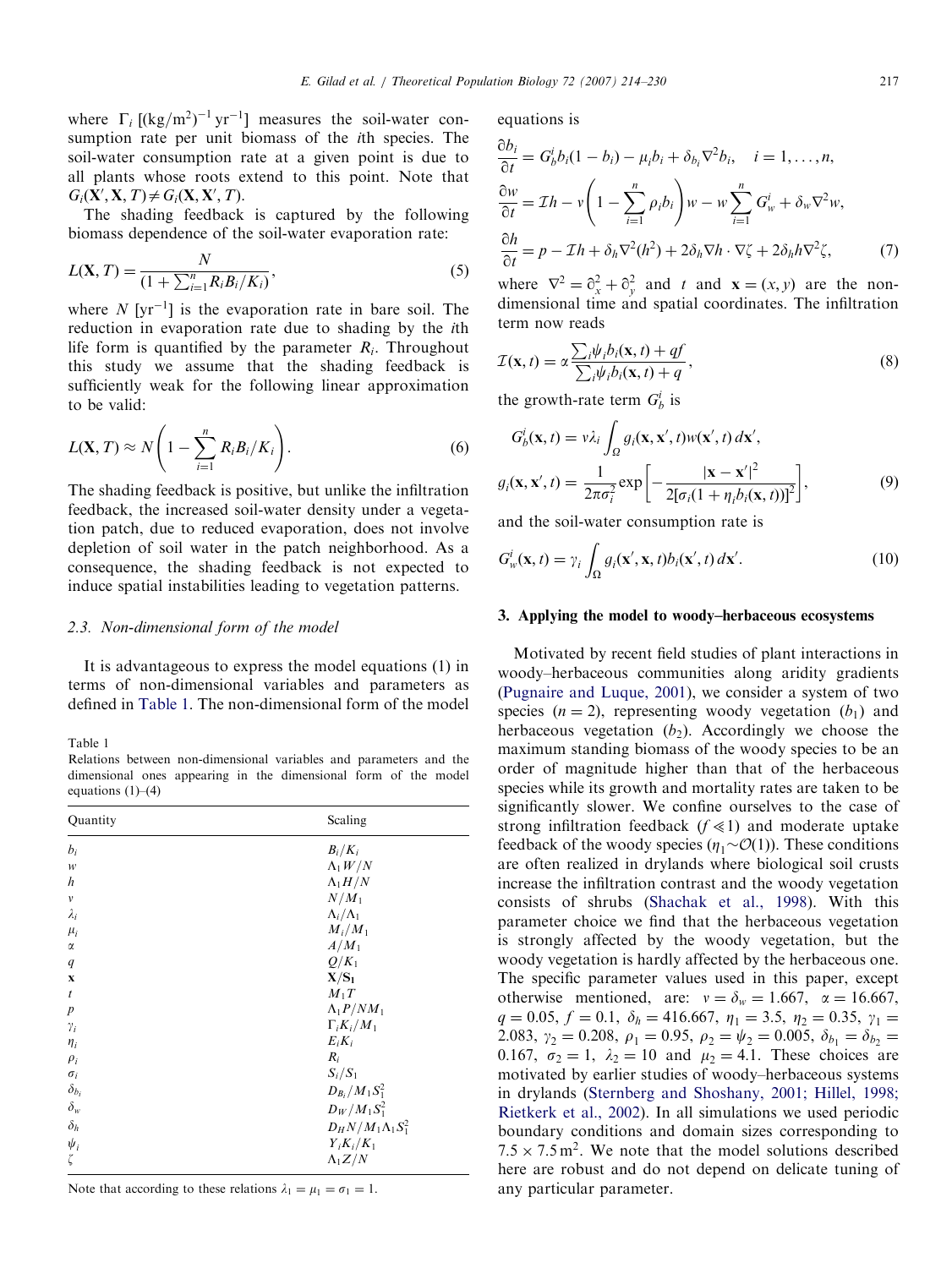where $\Gamma_i$ [(kg/m$^2$)$^{-1}$ yr$^{-1}$] measures the soil-water consumption rate per unit biomass of the $i$th species. The soil-water consumption rate at a given point is due to all plants whose roots extend to this point. Note that $G_i(\mathbf{X}', \mathbf{X}, T) \neq G_i(\mathbf{X}, \mathbf{X}', T)$.

The shading feedback is captured by the following biomass dependence of the soil-water evaporation rate:

$$L(\mathbf{X}, T) = \frac{N}{(1 + \sum_{i=1}^{n} R_i B_i / K_i)}, \tag{5}$$

where $N$ [yr$^{-1}$] is the evaporation rate in bare soil. The reduction in evaporation rate due to shading by the $i$th life form is quantified by the parameter $R_i$. Throughout this study we assume that the shading feedback is sufficiently weak for the following linear approximation to be valid:

$$L(\mathbf{X}, T) \approx N\left(1 - \sum_{i=1}^{n} R_i B_i / K_i\right). \tag{6}$$

The shading feedback is positive, but unlike the infiltration feedback, the increased soil-water density under a vegetation patch, due to reduced evaporation, does not involve depletion of soil water in the patch neighborhood. As a consequence, the shading feedback is not expected to induce spatial instabilities leading to vegetation patterns.

### 2.3. Non-dimensional form of the model

It is advantageous to express the model equations (1) in terms of non-dimensional variables and parameters as defined in Table 1. The non-dimensional form of the model equations is

$$\begin{aligned}
\frac{\partial b_i}{\partial t} &= G_b^i b_i (1 - b_i) - \mu_i b_i + \delta_{b_i} \nabla^2 b_i, \quad i = 1, \ldots, n, \\
\frac{\partial w}{\partial t} &= \mathcal{I} h - v\left(1 - \sum_{i=1}^{n} \rho_i b_i\right) w - w \sum_{i=1}^{n} G_w^i + \delta_w \nabla^2 w, \\
\frac{\partial h}{\partial t} &= p - \mathcal{I} h + \delta_h \nabla^2 (h^2) + 2\delta_h \nabla h \cdot \nabla \zeta + 2\delta_h h \nabla^2 \zeta,
\end{aligned} \tag{7}$$

where $\nabla^2 = \partial_x^2 + \partial_y^2$ and $t$ and $\mathbf{x} = (x, y)$ are the non-dimensional time and spatial coordinates. The infiltration term now reads

$$\mathcal{I}(\mathbf{x}, t) = \alpha \frac{\sum_i \psi_i b_i(\mathbf{x}, t) + qf}{\sum_i \psi_i b_i(\mathbf{x}, t) + q}, \tag{8}$$

the growth-rate term $G_b^i$ is

$$\begin{aligned}
G_b^i(\mathbf{x}, t) &= v \lambda_i \int_{\Omega} g_i(\mathbf{x}, \mathbf{x}', t) w(\mathbf{x}', t)\, d\mathbf{x}', \\
g_i(\mathbf{x}, \mathbf{x}', t) &= \frac{1}{2\pi\sigma_i^2} \exp\left[-\frac{|\mathbf{x} - \mathbf{x}'|^2}{2[\sigma_i(1 + \eta_i b_i(\mathbf{x}, t))]^2}\right],
\end{aligned} \tag{9}$$

and the soil-water consumption rate is

$$G_w^i(\mathbf{x}, t) = \gamma_i \int_{\Omega} g_i(\mathbf{x}', \mathbf{x}, t) b_i(\mathbf{x}', t)\, d\mathbf{x}'. \tag{10}$$

Table 1
Relations between non-dimensional variables and parameters and the dimensional ones appearing in the dimensional form of the model equations (1)–(4)

| Quantity | Scaling |
|---|---|
| $b_i$ | $B_i/K_i$ |
| $w$ | $\Lambda_1 W/N$ |
| $h$ | $\Lambda_1 H/N$ |
| $v$ | $N/M_1$ |
| $\lambda_i$ | $\Lambda_i/\Lambda_1$ |
| $\mu_i$ | $M_i/M_1$ |
| $\alpha$ | $A/M_1$ |
| $q$ | $Q/K_1$ |
| $\mathbf{x}$ | $\mathbf{X}/\mathbf{S}_1$ |
| $t$ | $M_1 T$ |
| $p$ | $\Lambda_1 P/N M_1$ |
| $\gamma_i$ | $\Gamma_i K_i/M_1$ |
| $\eta_i$ | $E_i K_i$ |
| $\rho_i$ | $R_i$ |
| $\sigma_i$ | $S_i/S_1$ |
| $\delta_{b_i}$ | $D_{B_i}/M_1 S_1^2$ |
| $\delta_w$ | $D_W/M_1 S_1^2$ |
| $\delta_h$ | $D_H N/M_1 \Lambda_1 S_1^2$ |
| $\psi_i$ | $Y_i K_i/K_1$ |
| $\zeta$ | $\Lambda_1 Z/N$ |

Note that according to these relations $\lambda_1 = \mu_1 = \sigma_1 = 1$.

## 3. Applying the model to woody–herbaceous ecosystems

Motivated by recent field studies of plant interactions in woody–herbaceous communities along aridity gradients (Pugnaire and Luque, 2001), we consider a system of two species ($n = 2$), representing woody vegetation ($b_1$) and herbaceous vegetation ($b_2$). Accordingly we choose the maximum standing biomass of the woody species to be an order of magnitude higher than that of the herbaceous species while its growth and mortality rates are taken to be significantly slower. We confine ourselves to the case of strong infiltration feedback ($f \ll 1$) and moderate uptake feedback of the woody species ($\eta_1 \sim \mathcal{O}(1)$). These conditions are often realized in drylands where biological soil crusts increase the infiltration contrast and the woody vegetation consists of shrubs (Shachak et al., 1998). With this parameter choice we find that the herbaceous vegetation is strongly affected by the woody vegetation, but the woody vegetation is hardly affected by the herbaceous one. The specific parameter values used in this paper, except otherwise mentioned, are: $v = \delta_w = 1.667$, $\alpha = 16.667$, $q = 0.05$, $f = 0.1$, $\delta_h = 416.667$, $\eta_1 = 3.5$, $\eta_2 = 0.35$, $\gamma_1 = 2.083$, $\gamma_2 = 0.208$, $\rho_1 = 0.95$, $\rho_2 = \psi_2 = 0.005$, $\delta_{b_1} = \delta_{b_2} = 0.167$, $\sigma_2 = 1$, $\lambda_2 = 10$ and $\mu_2 = 4.1$. These choices are motivated by earlier studies of woody–herbaceous systems in drylands (Sternberg and Shoshany, 2001; Hillel, 1998; Rietkerk et al., 2002). In all simulations we used periodic boundary conditions and domain sizes corresponding to $7.5 \times 7.5\,\text{m}^2$. We note that the model solutions described here are robust and do not depend on delicate tuning of any particular parameter.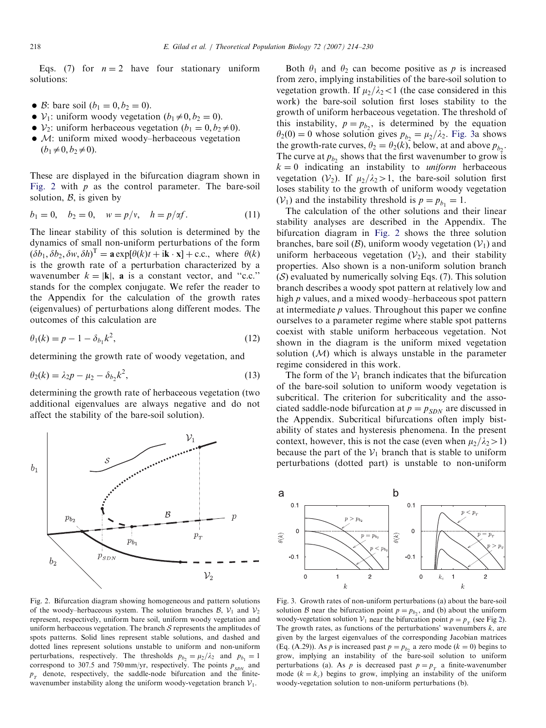Eqs. (7) for $n=2$ have four stationary uniform solutions:

- $\mathcal{B}$: bare soil ($b_1=0, b_2=0$).
- $\mathcal{V}_1$: uniform woody vegetation ($b_1 \neq 0, b_2=0$).
- $\mathcal{V}_2$: uniform herbaceous vegetation ($b_1=0, b_2 \neq 0$).
- $\mathcal{M}$: uniform mixed woody–herbaceous vegetation ($b_1 \neq 0, b_2 \neq 0$).

These are displayed in the bifurcation diagram shown in Fig. 2 with $p$ as the control parameter. The bare-soil solution, $\mathcal{B}$, is given by

$$b_1 = 0, \quad b_2 = 0, \quad w = p/\nu, \quad h = p/\alpha f. \tag{11}$$

The linear stability of this solution is determined by the dynamics of small non-uniform perturbations of the form $(\delta b_1, \delta b_2, \delta w, \delta h)^{\mathrm{T}} = \mathbf{a}\exp[\theta(k)t + \mathrm{i}\mathbf{k}\cdot\mathbf{x}] + \text{c.c.}$, where $\theta(k)$ is the growth rate of a perturbation characterized by a wavenumber $k = |\mathbf{k}|$, $\mathbf{a}$ is a constant vector, and "c.c." stands for the complex conjugate. We refer the reader to the Appendix for the calculation of the growth rates (eigenvalues) of perturbations along different modes. The outcomes of this calculation are

$$\theta_1(k) = p - 1 - \delta_{b_1}k^2, \tag{12}$$

determining the growth rate of woody vegetation, and

$$\theta_2(k) = \lambda_2 p - \mu_2 - \delta_{b_2}k^2, \tag{13}$$

determining the growth rate of herbaceous vegetation (two additional eigenvalues are always negative and do not affect the stability of the bare-soil solution).

Fig. 2. Bifurcation diagram showing homogeneous and pattern solutions of the woody–herbaceous system. The solution branches $\mathcal{B}$, $\mathcal{V}_1$ and $\mathcal{V}_2$ represent, respectively, uniform bare soil, uniform woody vegetation and uniform herbaceous vegetation. The branch $\mathcal{S}$ represents the amplitudes of spots patterns. Solid lines represent stable solutions, and dashed and dotted lines represent solutions unstable to uniform and non-uniform perturbations, respectively. The thresholds $p_{b_2} = \mu_2/\lambda_2$ and $p_{b_1} = 1$ correspond to 307.5 and 750 mm/yr, respectively. The points $p_{SDN}$ and $p_T$ denote, respectively, the saddle-node bifurcation and the finite-wavenumber instability along the uniform woody-vegetation branch $\mathcal{V}_1$.

Both $\theta_1$ and $\theta_2$ can become positive as $p$ is increased from zero, implying instabilities of the bare-soil solution to vegetation growth. If $\mu_2/\lambda_2 < 1$ (the case considered in this work) the bare-soil solution first loses stability to the growth of uniform herbaceous vegetation. The threshold of this instability, $p = p_{b_2}$, is determined by the equation $\theta_2(0) = 0$ whose solution gives $p_{b_2} = \mu_2/\lambda_2$. Fig. 3a shows the growth-rate curves, $\theta_2 = \theta_2(k)$, below, at and above $p_{b_2}$. The curve at $p_{b_2}$ shows that the first wavenumber to grow is $k=0$ indicating an instability to *uniform* herbaceous vegetation ($\mathcal{V}_2$). If $\mu_2/\lambda_2 > 1$, the bare-soil solution first loses stability to the growth of uniform woody vegetation ($\mathcal{V}_1$) and the instability threshold is $p = p_{b_1} = 1$.

The calculation of the other solutions and their linear stability analyses are described in the Appendix. The bifurcation diagram in Fig. 2 shows the three solution branches, bare soil ($\mathcal{B}$), uniform woody vegetation ($\mathcal{V}_1$) and uniform herbaceous vegetation ($\mathcal{V}_2$), and their stability properties. Also shown is a non-uniform solution branch ($\mathcal{S}$) evaluated by numerically solving Eqs. (7). This solution branch describes a woody spot pattern at relatively low and high $p$ values, and a mixed woody–herbaceous spot pattern at intermediate $p$ values. Throughout this paper we confine ourselves to a parameter regime where stable spot patterns coexist with stable uniform herbaceous vegetation. Not shown in the diagram is the uniform mixed vegetation solution ($\mathcal{M}$) which is always unstable in the parameter regime considered in this work.

The form of the $\mathcal{V}_1$ branch indicates that the bifurcation of the bare-soil solution to uniform woody vegetation is subcritical. The criterion for subcriticality and the associated saddle-node bifurcation at $p = p_{SDN}$ are discussed in the Appendix. Subcritical bifurcations often imply bistability of states and hysteresis phenomena. In the present context, however, this is not the case (even when $\mu_2/\lambda_2 > 1$) because the part of the $\mathcal{V}_1$ branch that is stable to uniform perturbations (dotted part) is unstable to non-uniform

Fig. 3. Growth rates of non-uniform perturbations (a) about the bare-soil solution $\mathcal{B}$ near the bifurcation point $p = p_{b_2}$, and (b) about the uniform woody-vegetation solution $\mathcal{V}_1$ near the bifurcation point $p = p_T$ (see Fig 2). The growth rates, as functions of the perturbations' wavenumbers $k$, are given by the largest eigenvalues of the corresponding Jacobian matrices (Eq. (A.29)). As $p$ is increased past $p = p_{b_2}$ a zero mode ($k=0$) begins to grow, implying an instability of the bare-soil solution to uniform perturbations (a). As $p$ is decreased past $p = p_T$ a finite-wavenumber mode ($k = k_c$) begins to grow, implying an instability of the uniform woody-vegetation solution to non-uniform perturbations (b).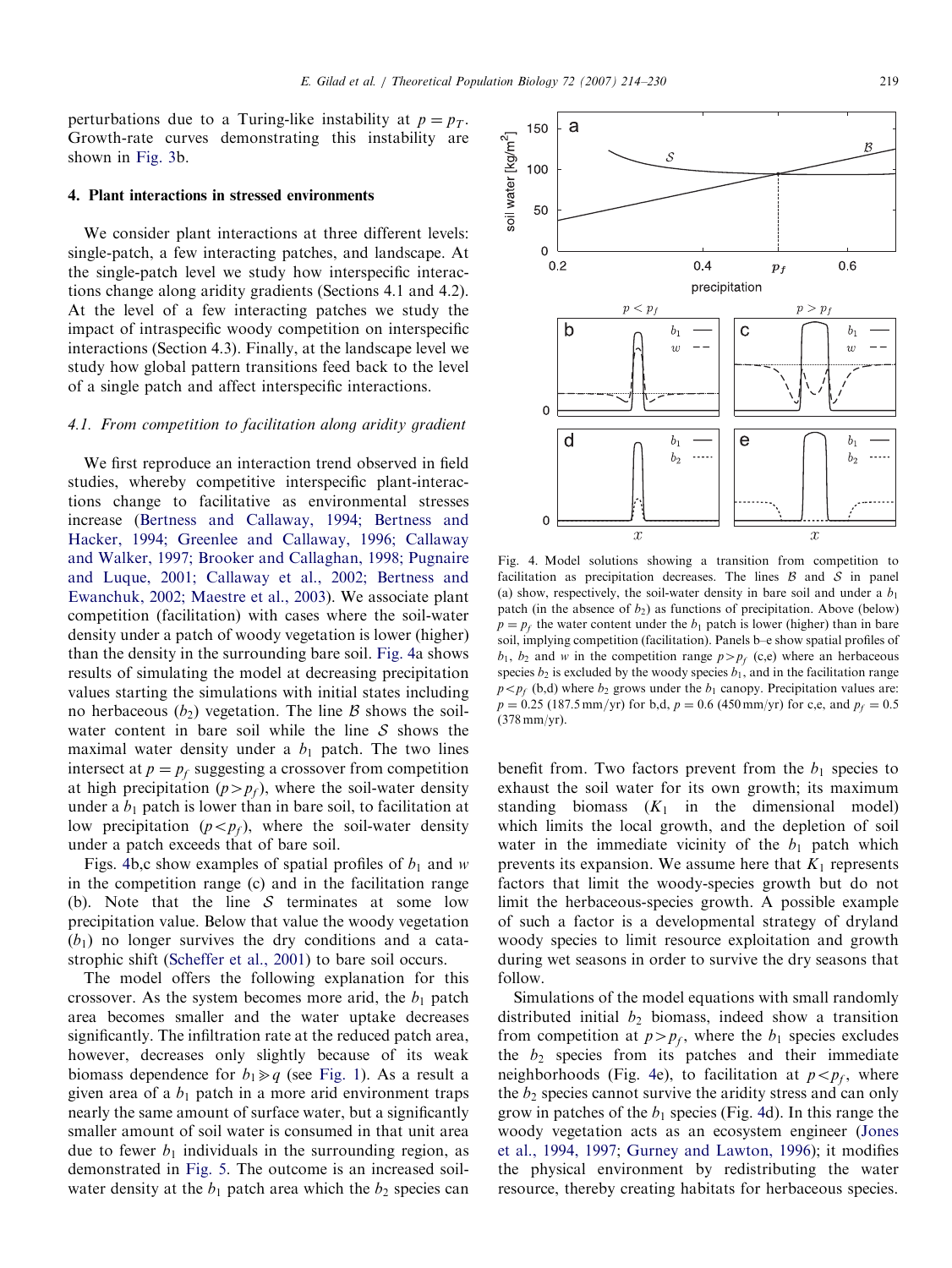perturbations due to a Turing-like instability at $p = p_T$. Growth-rate curves demonstrating this instability are shown in Fig. 3b.

## 4. Plant interactions in stressed environments

We consider plant interactions at three different levels: single-patch, a few interacting patches, and landscape. At the single-patch level we study how interspecific interactions change along aridity gradients (Sections 4.1 and 4.2). At the level of a few interacting patches we study the impact of intraspecific woody competition on interspecific interactions (Section 4.3). Finally, at the landscape level we study how global pattern transitions feed back to the level of a single patch and affect interspecific interactions.

### 4.1. From competition to facilitation along aridity gradient

We first reproduce an interaction trend observed in field studies, whereby competitive interspecific plant-interactions change to facilitative as environmental stresses increase (Bertness and Callaway, 1994; Bertness and Hacker, 1994; Greenlee and Callaway, 1996; Callaway and Walker, 1997; Brooker and Callaghan, 1998; Pugnaire and Luque, 2001; Callaway et al., 2002; Bertness and Ewanchuk, 2002; Maestre et al., 2003). We associate plant competition (facilitation) with cases where the soil-water density under a patch of woody vegetation is lower (higher) than the density in the surrounding bare soil. Fig. 4a shows results of simulating the model at decreasing precipitation values starting the simulations with initial states including no herbaceous ($b_2$) vegetation. The line $\mathcal{B}$ shows the soil-water content in bare soil while the line $\mathcal{S}$ shows the maximal water density under a $b_1$ patch. The two lines intersect at $p = p_f$ suggesting a crossover from competition at high precipitation ($p > p_f$), where the soil-water density under a $b_1$ patch is lower than in bare soil, to facilitation at low precipitation ($p < p_f$), where the soil-water density under a patch exceeds that of bare soil.

Figs. 4b,c show examples of spatial profiles of $b_1$ and $w$ in the competition range (c) and in the facilitation range (b). Note that the line $\mathcal{S}$ terminates at some low precipitation value. Below that value the woody vegetation ($b_1$) no longer survives the dry conditions and a catastrophic shift (Scheffer et al., 2001) to bare soil occurs.

The model offers the following explanation for this crossover. As the system becomes more arid, the $b_1$ patch area becomes smaller and the water uptake decreases significantly. The infiltration rate at the reduced patch area, however, decreases only slightly because of its weak biomass dependence for $b_1 \gg q$ (see Fig. 1). As a result a given area of a $b_1$ patch in a more arid environment traps nearly the same amount of surface water, but a significantly smaller amount of soil water is consumed in that unit area due to fewer $b_1$ individuals in the surrounding region, as demonstrated in Fig. 5. The outcome is an increased soil-water density at the $b_1$ patch area which the $b_2$ species can benefit from. Two factors prevent from the $b_1$ species to exhaust the soil water for its own growth; its maximum standing biomass ($K_1$ in the dimensional model) which limits the local growth, and the depletion of soil water in the immediate vicinity of the $b_1$ patch which prevents its expansion. We assume here that $K_1$ represents factors that limit the woody-species growth but do not limit the herbaceous-species growth. A possible example of such a factor is a developmental strategy of dryland woody species to limit resource exploitation and growth during wet seasons in order to survive the dry seasons that follow.

Simulations of the model equations with small randomly distributed initial $b_2$ biomass, indeed show a transition from competition at $p > p_f$, where the $b_1$ species excludes the $b_2$ species from its patches and their immediate neighborhoods (Fig. 4e), to facilitation at $p < p_f$, where the $b_2$ species cannot survive the aridity stress and can only grow in patches of the $b_1$ species (Fig. 4d). In this range the woody vegetation acts as an ecosystem engineer (Jones et al., 1994, 1997; Gurney and Lawton, 1996); it modifies the physical environment by redistributing the water resource, thereby creating habitats for herbaceous species.

Fig. 4. Model solutions showing a transition from competition to facilitation as precipitation decreases. The lines $\mathcal{B}$ and $\mathcal{S}$ in panel (a) show, respectively, the soil-water density in bare soil and under a $b_1$ patch (in the absence of $b_2$) as functions of precipitation. Above (below) $p = p_f$ the water content under the $b_1$ patch is lower (higher) than in bare soil, implying competition (facilitation). Panels b–e show spatial profiles of $b_1$, $b_2$ and $w$ in the competition range $p > p_f$ (c,e) where an herbaceous species $b_2$ is excluded by the woody species $b_1$, and in the facilitation range $p < p_f$ (b,d) where $b_2$ grows under the $b_1$ canopy. Precipitation values are: $p = 0.25$ (187.5 mm/yr) for b,d, $p = 0.6$ (450 mm/yr) for c,e, and $p_f = 0.5$ (378 mm/yr).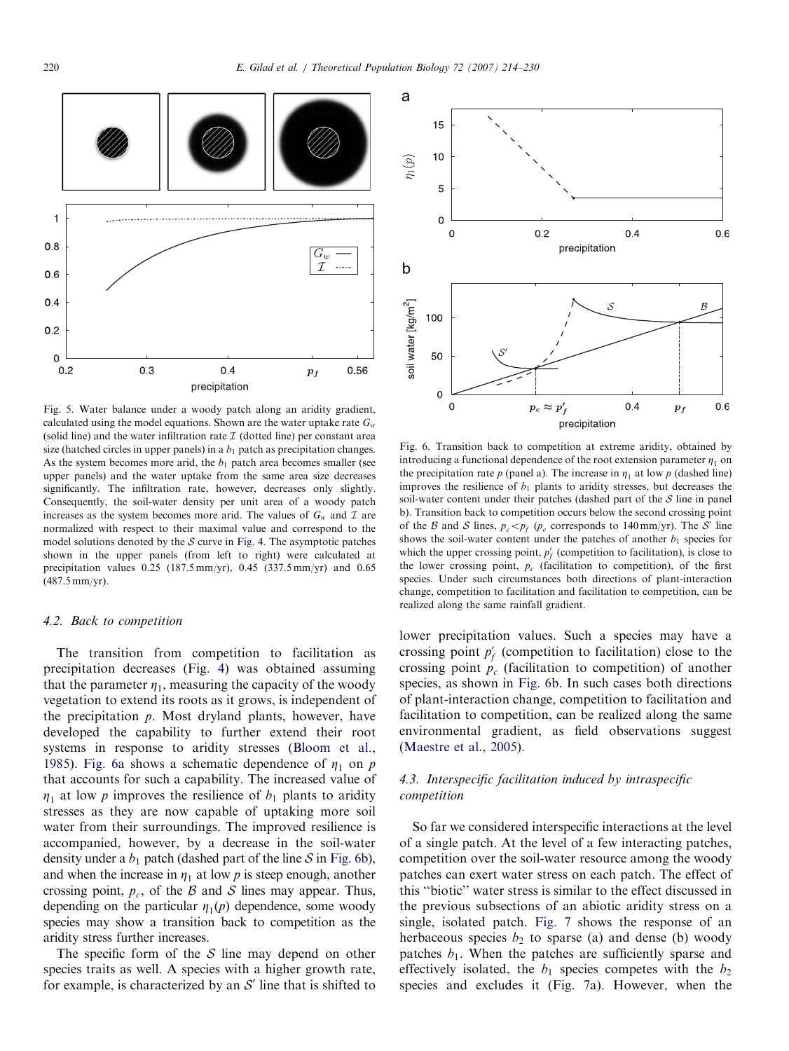Fig. 5. Water balance under a woody patch along an aridity gradient, calculated using the model equations. Shown are the water uptake rate $G_w$ (solid line) and the water infiltration rate $\mathcal{I}$ (dotted line) per constant area size (hatched circles in upper panels) in a $b_1$ patch as precipitation changes. As the system becomes more arid, the $b_1$ patch area becomes smaller (see upper panels) and the water uptake from the same area size decreases significantly. The infiltration rate, however, decreases only slightly. Consequently, the soil-water density per unit area of a woody patch increases as the system becomes more arid. The values of $G_w$ and $\mathcal{I}$ are normalized with respect to their maximal value and correspond to the model solutions denoted by the $\mathcal{S}$ curve in Fig. 4. The asymptotic patches shown in the upper panels (from left to right) were calculated at precipitation values 0.25 (187.5 mm/yr), 0.45 (337.5 mm/yr) and 0.65 (487.5 mm/yr).

### 4.2. Back to competition

The transition from competition to facilitation as precipitation decreases (Fig. 4) was obtained assuming that the parameter $\eta_1$, measuring the capacity of the woody vegetation to extend its roots as it grows, is independent of the precipitation $p$. Most dryland plants, however, have developed the capability to further extend their root systems in response to aridity stresses (Bloom et al., 1985). Fig. 6a shows a schematic dependence of $\eta_1$ on $p$ that accounts for such a capability. The increased value of $\eta_1$ at low $p$ improves the resilience of $b_1$ plants to aridity stresses as they are now capable of uptaking more soil water from their surroundings. The improved resilience is accompanied, however, by a decrease in the soil-water density under a $b_1$ patch (dashed part of the line $\mathcal{S}$ in Fig. 6b), and when the increase in $\eta_1$ at low $p$ is steep enough, another crossing point, $p_c$, of the $\mathcal{B}$ and $\mathcal{S}$ lines may appear. Thus, depending on the particular $\eta_1(p)$ dependence, some woody species may show a transition back to competition as the aridity stress further increases.

The specific form of the $\mathcal{S}$ line may depend on other species traits as well. A species with a higher growth rate, for example, is characterized by an $\mathcal{S}'$ line that is shifted to lower precipitation values. Such a species may have a crossing point $p'_f$ (competition to facilitation) close to the crossing point $p_c$ (facilitation to competition) of another species, as shown in Fig. 6b. In such cases both directions of plant-interaction change, competition to facilitation and facilitation to competition, can be realized along the same environmental gradient, as field observations suggest (Maestre et al., 2005).

Fig. 6. Transition back to competition at extreme aridity, obtained by introducing a functional dependence of the root extension parameter $\eta_1$ on the precipitation rate $p$ (panel a). The increase in $\eta_1$ at low $p$ (dashed line) improves the resilience of $b_1$ plants to aridity stresses, but decreases the soil-water content under their patches (dashed part of the $\mathcal{S}$ line in panel b). Transition back to competition occurs below the second crossing point of the $\mathcal{B}$ and $\mathcal{S}$ lines, $p_c < p_f$ ($p_c$ corresponds to 140 mm/yr). The $\mathcal{S}'$ line shows the soil-water content under the patches of another $b_1$ species for which the upper crossing point, $p'_f$ (competition to facilitation), is close to the lower crossing point, $p_c$ (facilitation to competition), of the first species. Under such circumstances both directions of plant-interaction change, competition to facilitation and facilitation to competition, can be realized along the same rainfall gradient.

### 4.3. Interspecific facilitation induced by intraspecific competition

So far we considered interspecific interactions at the level of a single patch. At the level of a few interacting patches, competition over the soil-water resource among the woody patches can exert water stress on each patch. The effect of this "biotic" water stress is similar to the effect discussed in the previous subsections of an abiotic aridity stress on a single, isolated patch. Fig. 7 shows the response of an herbaceous species $b_2$ to sparse (a) and dense (b) woody patches $b_1$. When the patches are sufficiently sparse and effectively isolated, the $b_1$ species competes with the $b_2$ species and excludes it (Fig. 7a). However, when the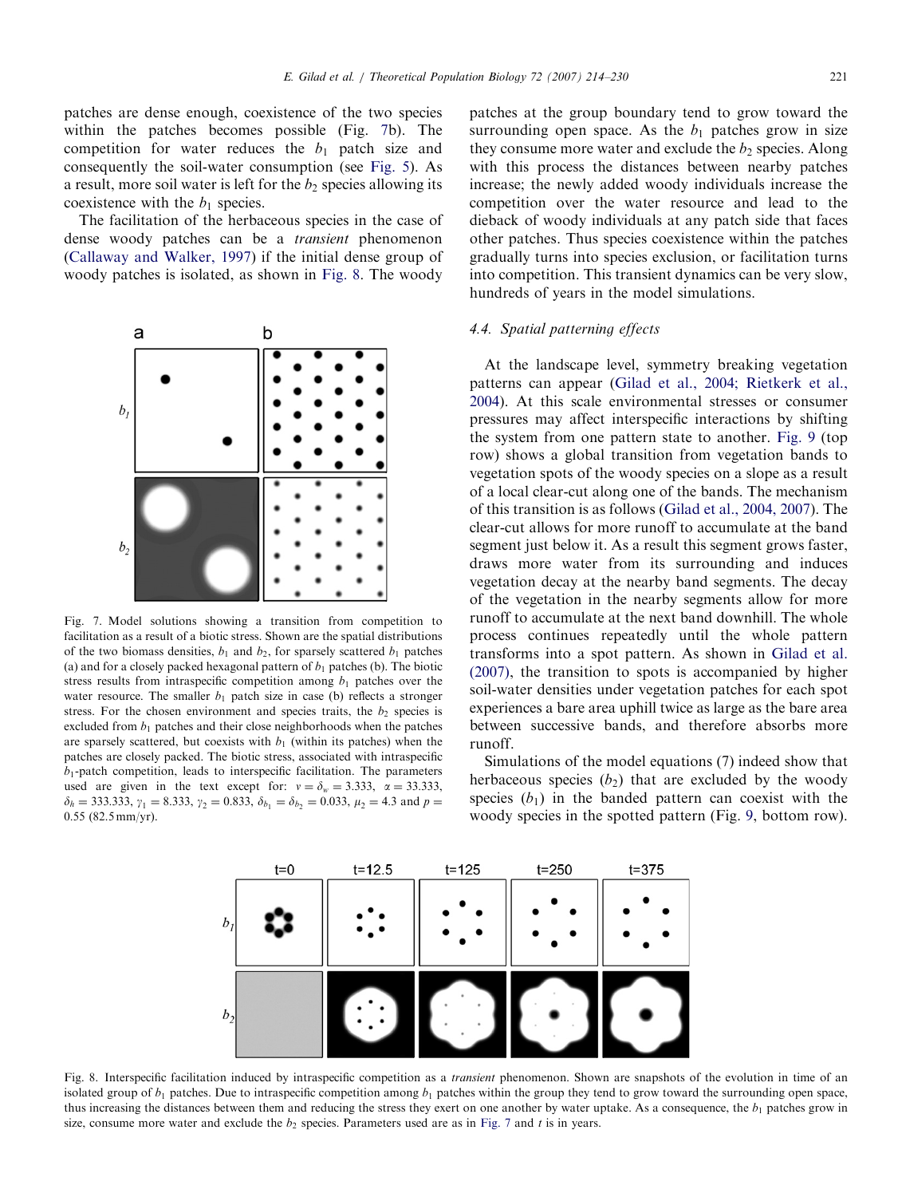patches are dense enough, coexistence of the two species within the patches becomes possible (Fig. 7b). The competition for water reduces the $b_1$ patch size and consequently the soil-water consumption (see Fig. 5). As a result, more soil water is left for the $b_2$ species allowing its coexistence with the $b_1$ species.

The facilitation of the herbaceous species in the case of dense woody patches can be a *transient* phenomenon (Callaway and Walker, 1997) if the initial dense group of woody patches is isolated, as shown in Fig. 8. The woody patches at the group boundary tend to grow toward the surrounding open space. As the $b_1$ patches grow in size they consume more water and exclude the $b_2$ species. Along with this process the distances between nearby patches increase; the newly added woody individuals increase the competition over the water resource and lead to the dieback of woody individuals at any patch side that faces other patches. Thus species coexistence within the patches gradually turns into species exclusion, or facilitation turns into competition. This transient dynamics can be very slow, hundreds of years in the model simulations.

Fig. 7. Model solutions showing a transition from competition to facilitation as a result of a biotic stress. Shown are the spatial distributions of the two biomass densities, $b_1$ and $b_2$, for sparsely scattered $b_1$ patches (a) and for a closely packed hexagonal pattern of $b_1$ patches (b). The biotic stress results from intraspecific competition among $b_1$ patches over the water resource. The smaller $b_1$ patch size in case (b) reflects a stronger stress. For the chosen environment and species traits, the $b_2$ species is excluded from $b_1$ patches and their close neighborhoods when the patches are sparsely scattered, but coexists with $b_1$ (within its patches) when the patches are closely packed. The biotic stress, associated with intraspecific $b_1$-patch competition, leads to interspecific facilitation. The parameters used are given in the text except for: $v = \delta_w = 3.333$, $\alpha = 33.333$, $\delta_h = 333.333$, $\gamma_1 = 8.333$, $\gamma_2 = 0.833$, $\delta_{b_1} = \delta_{b_2} = 0.033$, $\mu_2 = 4.3$ and $p = 0.55$ (82.5 mm/yr).

### 4.4. Spatial patterning effects

At the landscape level, symmetry breaking vegetation patterns can appear (Gilad et al., 2004; Rietkerk et al., 2004). At this scale environmental stresses or consumer pressures may affect interspecific interactions by shifting the system from one pattern state to another. Fig. 9 (top row) shows a global transition from vegetation bands to vegetation spots of the woody species on a slope as a result of a local clear-cut along one of the bands. The mechanism of this transition is as follows (Gilad et al., 2004, 2007). The clear-cut allows for more runoff to accumulate at the band segment just below it. As a result this segment grows faster, draws more water from its surrounding and induces vegetation decay at the nearby band segments. The decay of the vegetation in the nearby segments allow for more runoff to accumulate at the next band downhill. The whole process continues repeatedly until the whole pattern transforms into a spot pattern. As shown in Gilad et al. (2007), the transition to spots is accompanied by higher soil-water densities under vegetation patches for each spot experiences a bare area uphill twice as large as the bare area between successive bands, and therefore absorbs more runoff.

Simulations of the model equations (7) indeed show that herbaceous species ($b_2$) that are excluded by the woody species ($b_1$) in the banded pattern can coexist with the woody species in the spotted pattern (Fig. 9, bottom row).

Fig. 8. Interspecific facilitation induced by intraspecific competition as a *transient* phenomenon. Shown are snapshots of the evolution in time of an isolated group of $b_1$ patches. Due to intraspecific competition among $b_1$ patches within the group they tend to grow toward the surrounding open space, thus increasing the distances between them and reducing the stress they exert on one another by water uptake. As a consequence, the $b_1$ patches grow in size, consume more water and exclude the $b_2$ species. Parameters used are as in Fig. 7 and $t$ is in years.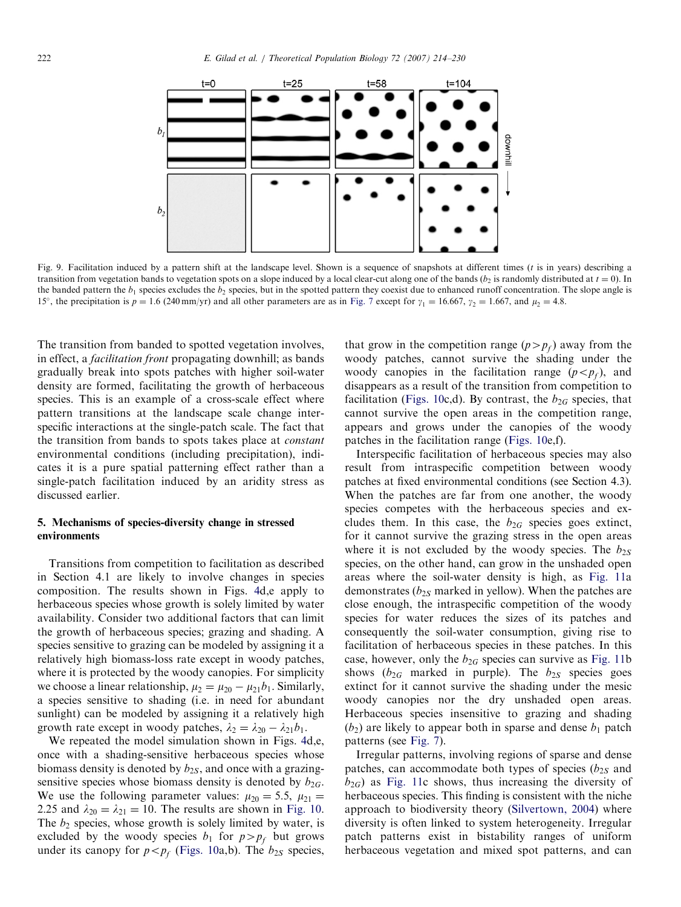Fig. 9. Facilitation induced by a pattern shift at the landscape level. Shown is a sequence of snapshots at different times ($t$ is in years) describing a transition from vegetation bands to vegetation spots on a slope induced by a local clear-cut along one of the bands ($b_2$ is randomly distributed at $t = 0$). In the banded pattern the $b_1$ species excludes the $b_2$ species, but in the spotted pattern they coexist due to enhanced runoff concentration. The slope angle is 15°, the precipitation is $p = 1.6$ (240 mm/yr) and all other parameters are as in Fig. 7 except for $\gamma_1 = 16.667$, $\gamma_2 = 1.667$, and $\mu_2 = 4.8$.

The transition from banded to spotted vegetation involves, in effect, a *facilitation front* propagating downhill; as bands gradually break into spots patches with higher soil-water density are formed, facilitating the growth of herbaceous species. This is an example of a cross-scale effect where pattern transitions at the landscape scale change interspecific interactions at the single-patch scale. The fact that the transition from bands to spots takes place at *constant* environmental conditions (including precipitation), indicates it is a pure spatial patterning effect rather than a single-patch facilitation induced by an aridity stress as discussed earlier.

## 5. Mechanisms of species-diversity change in stressed environments

Transitions from competition to facilitation as described in Section 4.1 are likely to involve changes in species composition. The results shown in Figs. 4d,e apply to herbaceous species whose growth is solely limited by water availability. Consider two additional factors that can limit the growth of herbaceous species; grazing and shading. A species sensitive to grazing can be modeled by assigning it a relatively high biomass-loss rate except in woody patches, where it is protected by the woody canopies. For simplicity we choose a linear relationship, $\mu_2 = \mu_{20} - \mu_{21} b_1$. Similarly, a species sensitive to shading (i.e. in need for abundant sunlight) can be modeled by assigning it a relatively high growth rate except in woody patches, $\lambda_2 = \lambda_{20} - \lambda_{21} b_1$.

We repeated the model simulation shown in Figs. 4d,e, once with a shading-sensitive herbaceous species whose biomass density is denoted by $b_{2S}$, and once with a grazing-sensitive species whose biomass density is denoted by $b_{2G}$. We use the following parameter values: $\mu_{20} = 5.5$, $\mu_{21} = 2.25$ and $\lambda_{20} = \lambda_{21} = 10$. The results are shown in Fig. 10. The $b_2$ species, whose growth is solely limited by water, is excluded by the woody species $b_1$ for $p > p_f$ but grows under its canopy for $p < p_f$ (Figs. 10a,b). The $b_{2S}$ species, that grow in the competition range ($p > p_f$) away from the woody patches, cannot survive the shading under the woody canopies in the facilitation range ($p < p_f$), and disappears as a result of the transition from competition to facilitation (Figs. 10c,d). By contrast, the $b_{2G}$ species, that cannot survive the open areas in the competition range, appears and grows under the canopies of the woody patches in the facilitation range (Figs. 10e,f).

Interspecific facilitation of herbaceous species may also result from intraspecific competition between woody patches at fixed environmental conditions (see Section 4.3). When the patches are far from one another, the woody species competes with the herbaceous species and excludes them. In this case, the $b_{2G}$ species goes extinct, for it cannot survive the grazing stress in the open areas where it is not excluded by the woody species. The $b_{2S}$ species, on the other hand, can grow in the unshaded open areas where the soil-water density is high, as Fig. 11a demonstrates ($b_{2S}$ marked in yellow). When the patches are close enough, the intraspecific competition of the woody species for water reduces the sizes of its patches and consequently the soil-water consumption, giving rise to facilitation of herbaceous species in these patches. In this case, however, only the $b_{2G}$ species can survive as Fig. 11b shows ($b_{2G}$ marked in purple). The $b_{2S}$ species goes extinct for it cannot survive the shading under the mesic woody canopies nor the dry unshaded open areas. Herbaceous species insensitive to grazing and shading ($b_2$) are likely to appear both in sparse and dense $b_1$ patch patterns (see Fig. 7).

Irregular patterns, involving regions of sparse and dense patches, can accommodate both types of species ($b_{2S}$ and $b_{2G}$) as Fig. 11c shows, thus increasing the diversity of herbaceous species. This finding is consistent with the niche approach to biodiversity theory (Silvertown, 2004) where diversity is often linked to system heterogeneity. Irregular patch patterns exist in bistability ranges of uniform herbaceous vegetation and mixed spot patterns, and can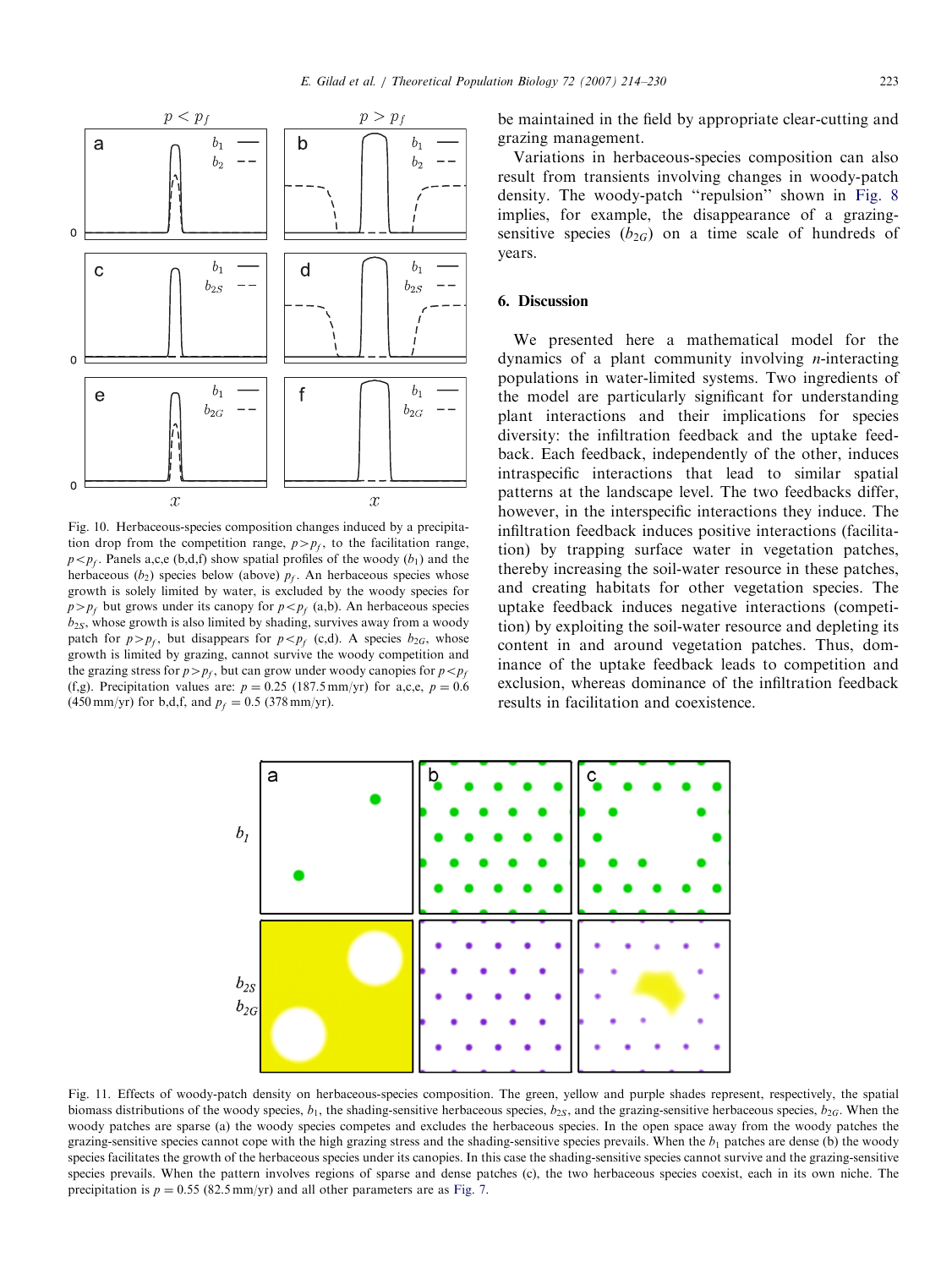Fig. 10. Herbaceous-species composition changes induced by a precipitation drop from the competition range, $p > p_f$, to the facilitation range, $p < p_f$. Panels a,c,e (b,d,f) show spatial profiles of the woody ($b_1$) and the herbaceous ($b_2$) species below (above) $p_f$. An herbaceous species whose growth is solely limited by water, is excluded by the woody species for $p > p_f$ but grows under its canopy for $p < p_f$ (a,b). An herbaceous species $b_{2S}$, whose growth is also limited by shading, survives away from a woody patch for $p > p_f$, but disappears for $p < p_f$ (c,d). A species $b_{2G}$, whose growth is limited by grazing, cannot survive the woody competition and the grazing stress for $p > p_f$, but can grow under woody canopies for $p < p_f$ (f,g). Precipitation values are: $p = 0.25$ (187.5 mm/yr) for a,c,e, $p = 0.6$ (450 mm/yr) for b,d,f, and $p_f = 0.5$ (378 mm/yr).

be maintained in the field by appropriate clear-cutting and grazing management.

Variations in herbaceous-species composition can also result from transients involving changes in woody-patch density. The woody-patch "repulsion" shown in Fig. 8 implies, for example, the disappearance of a grazing-sensitive species ($b_{2G}$) on a time scale of hundreds of years.

## 6. Discussion

We presented here a mathematical model for the dynamics of a plant community involving $n$-interacting populations in water-limited systems. Two ingredients of the model are particularly significant for understanding plant interactions and their implications for species diversity: the infiltration feedback and the uptake feedback. Each feedback, independently of the other, induces intraspecific interactions that lead to similar spatial patterns at the landscape level. The two feedbacks differ, however, in the interspecific interactions they induce. The infiltration feedback induces positive interactions (facilitation) by trapping surface water in vegetation patches, thereby increasing the soil-water resource in these patches, and creating habitats for other vegetation species. The uptake feedback induces negative interactions (competition) by exploiting the soil-water resource and depleting its content in and around vegetation patches. Thus, dominance of the uptake feedback leads to competition and exclusion, whereas dominance of the infiltration feedback results in facilitation and coexistence.

Fig. 11. Effects of woody-patch density on herbaceous-species composition. The green, yellow and purple shades represent, respectively, the spatial biomass distributions of the woody species, $b_1$, the shading-sensitive herbaceous species, $b_{2S}$, and the grazing-sensitive herbaceous species, $b_{2G}$. When the woody patches are sparse (a) the woody species competes and excludes the herbaceous species. In the open space away from the woody patches the grazing-sensitive species cannot cope with the high grazing stress and the shading-sensitive species prevails. When the $b_1$ patches are dense (b) the woody species facilitates the growth of the herbaceous species under its canopies. In this case the shading-sensitive species cannot survive and the grazing-sensitive species prevails. When the pattern involves regions of sparse and dense patches (c), the two herbaceous species coexist, each in its own niche. The precipitation is $p = 0.55$ (82.5 mm/yr) and all other parameters are as Fig. 7.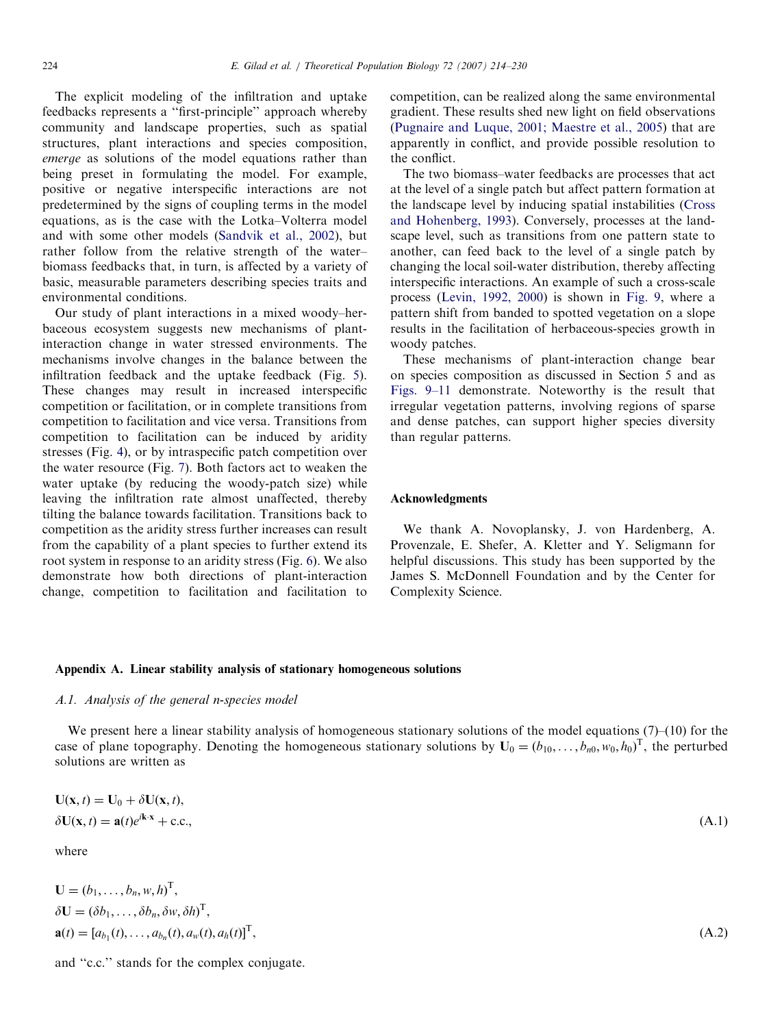The explicit modeling of the infiltration and uptake feedbacks represents a "first-principle" approach whereby community and landscape properties, such as spatial structures, plant interactions and species composition, *emerge* as solutions of the model equations rather than being preset in formulating the model. For example, positive or negative interspecific interactions are not predetermined by the signs of coupling terms in the model equations, as is the case with the Lotka–Volterra model and with some other models (Sandvik et al., 2002), but rather follow from the relative strength of the water–biomass feedbacks that, in turn, is affected by a variety of basic, measurable parameters describing species traits and environmental conditions.

Our study of plant interactions in a mixed woody–herbaceous ecosystem suggests new mechanisms of plant-interaction change in water stressed environments. The mechanisms involve changes in the balance between the infiltration feedback and the uptake feedback (Fig. 5). These changes may result in increased interspecific competition or facilitation, or in complete transitions from competition to facilitation and vice versa. Transitions from competition to facilitation can be induced by aridity stresses (Fig. 4), or by intraspecific patch competition over the water resource (Fig. 7). Both factors act to weaken the water uptake (by reducing the woody-patch size) while leaving the infiltration rate almost unaffected, thereby tilting the balance towards facilitation. Transitions back to competition as the aridity stress further increases can result from the capability of a plant species to further extend its root system in response to an aridity stress (Fig. 6). We also demonstrate how both directions of plant-interaction change, competition to facilitation and facilitation to competition, can be realized along the same environmental gradient. These results shed new light on field observations (Pugnaire and Luque, 2001; Maestre et al., 2005) that are apparently in conflict, and provide possible resolution to the conflict.

The two biomass–water feedbacks are processes that act at the level of a single patch but affect pattern formation at the landscape level by inducing spatial instabilities (Cross and Hohenberg, 1993). Conversely, processes at the landscape level, such as transitions from one pattern state to another, can feed back to the level of a single patch by changing the local soil-water distribution, thereby affecting interspecific interactions. An example of such a cross-scale process (Levin, 1992, 2000) is shown in Fig. 9, where a pattern shift from banded to spotted vegetation on a slope results in the facilitation of herbaceous-species growth in woody patches.

These mechanisms of plant-interaction change bear on species composition as discussed in Section 5 and as Figs. 9–11 demonstrate. Noteworthy is the result that irregular vegetation patterns, involving regions of sparse and dense patches, can support higher species diversity than regular patterns.

## Acknowledgments

We thank A. Novoplansky, J. von Hardenberg, A. Provenzale, E. Shefer, A. Kletter and Y. Seligmann for helpful discussions. This study has been supported by the James S. McDonnell Foundation and by the Center for Complexity Science.

## Appendix A. Linear stability analysis of stationary homogeneous solutions

### *A.1. Analysis of the general n-species model*

We present here a linear stability analysis of homogeneous stationary solutions of the model equations (7)–(10) for the case of plane topography. Denoting the homogeneous stationary solutions by $\mathbf{U}_0 = (b_{10}, \ldots, b_{n0}, w_0, h_0)^{\mathrm{T}}$, the perturbed solutions are written as

$$\mathbf{U}(\mathbf{x}, t) = \mathbf{U}_0 + \delta\mathbf{U}(\mathbf{x}, t),$$
$$\delta\mathbf{U}(\mathbf{x}, t) = \mathbf{a}(t)e^{i\mathbf{k}\cdot\mathbf{x}} + \text{c.c.}, \tag{A.1}$$

where

$$\mathbf{U} = (b_1, \ldots, b_n, w, h)^{\mathrm{T}},$$
$$\delta\mathbf{U} = (\delta b_1, \ldots, \delta b_n, \delta w, \delta h)^{\mathrm{T}},$$
$$\mathbf{a}(t) = [a_{b_1}(t), \ldots, a_{b_n}(t), a_w(t), a_h(t)]^{\mathrm{T}}, \tag{A.2}$$

and "c.c." stands for the complex conjugate.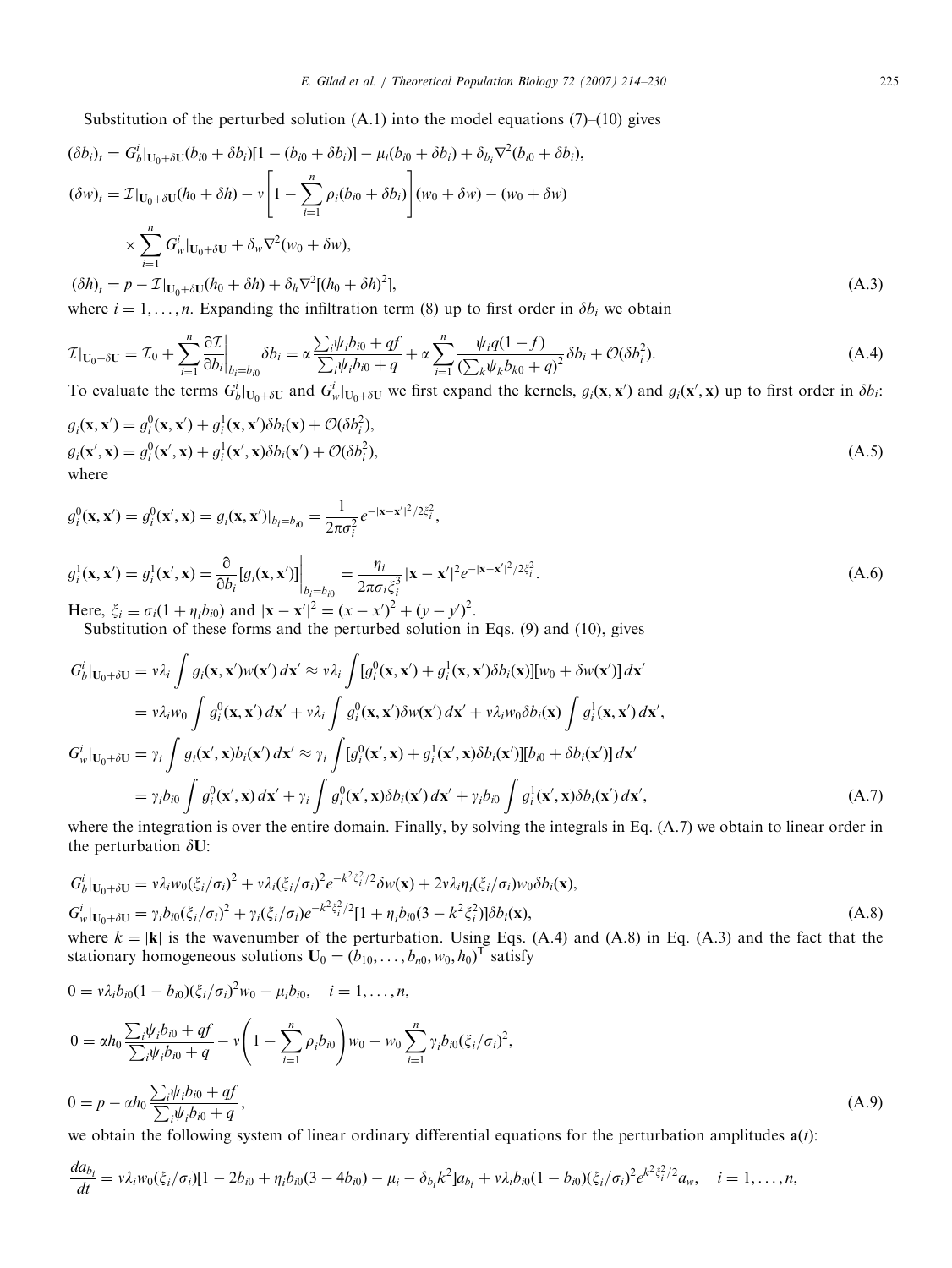Substitution of the perturbed solution (A.1) into the model equations (7)–(10) gives

$$
\begin{aligned}
(\delta b_i)_t &= G_b^i|_{\mathbf{U}_0+\delta\mathbf{U}}(b_{i0}+\delta b_i)[1-(b_{i0}+\delta b_i)] - \mu_i(b_{i0}+\delta b_i) + \delta_{b_i}\nabla^2(b_{i0}+\delta b_i),\\
(\delta w)_t &= \mathcal{I}|_{\mathbf{U}_0+\delta\mathbf{U}}(h_0+\delta h) - v\left[1-\sum_{i=1}^{n}\rho_i(b_{i0}+\delta b_i)\right](w_0+\delta w) - (w_0+\delta w)\\
&\quad\times\sum_{i=1}^{n} G_w^i|_{\mathbf{U}_0+\delta\mathbf{U}} + \delta_w\nabla^2(w_0+\delta w),\\
(\delta h)_t &= p - \mathcal{I}|_{\mathbf{U}_0+\delta\mathbf{U}}(h_0+\delta h) + \delta_h\nabla^2[(h_0+\delta h)^2],
\end{aligned}
\tag{A.3}
$$

where $i=1,\ldots,n$. Expanding the infiltration term (8) up to first order in $\delta b_i$ we obtain

$$
\mathcal{I}|_{\mathbf{U}_0+\delta\mathbf{U}} = \mathcal{I}_0 + \sum_{i=1}^{n}\left.\frac{\partial\mathcal{I}}{\partial b_i}\right|_{b_i=b_{i0}}\delta b_i = \alpha\frac{\sum_i\psi_i b_{i0}+qf}{\sum_i\psi_i b_{i0}+q} + \alpha\sum_{i=1}^{n}\frac{\psi_i q(1-f)}{(\sum_k\psi_k b_{k0}+q)^2}\delta b_i + \mathcal{O}(\delta b_i^2).
\tag{A.4}
$$

To evaluate the terms $G_b^i|_{\mathbf{U}_0+\delta\mathbf{U}}$ and $G_w^i|_{\mathbf{U}_0+\delta\mathbf{U}}$ we first expand the kernels, $g_i(\mathbf{x},\mathbf{x}')$ and $g_i(\mathbf{x}',\mathbf{x})$ up to first order in $\delta b_i$:

$$
\begin{aligned}
g_i(\mathbf{x},\mathbf{x}') &= g_i^0(\mathbf{x},\mathbf{x}') + g_i^1(\mathbf{x},\mathbf{x}')\delta b_i(\mathbf{x}) + \mathcal{O}(\delta b_i^2),\\
g_i(\mathbf{x}',\mathbf{x}) &= g_i^0(\mathbf{x}',\mathbf{x}) + g_i^1(\mathbf{x}',\mathbf{x})\delta b_i(\mathbf{x}') + \mathcal{O}(\delta b_i^2),
\end{aligned}
\tag{A.5}
$$

where

$$
\begin{aligned}
g_i^0(\mathbf{x},\mathbf{x}') &= g_i^0(\mathbf{x}',\mathbf{x}) = g_i(\mathbf{x},\mathbf{x}')|_{b_i=b_{i0}} = \frac{1}{2\pi\sigma_i^2}e^{-|\mathbf{x}-\mathbf{x}'|^2/2\xi_i^2},\\
g_i^1(\mathbf{x},\mathbf{x}') &= g_i^1(\mathbf{x}',\mathbf{x}) = \left.\frac{\partial}{\partial b_i}[g_i(\mathbf{x},\mathbf{x}')]\right|_{b_i=b_{i0}} = \frac{\eta_i}{2\pi\sigma_i\xi_i^3}|\mathbf{x}-\mathbf{x}'|^2 e^{-|\mathbf{x}-\mathbf{x}'|^2/2\xi_i^2}.
\end{aligned}
\tag{A.6}
$$

Here, $\xi_i \equiv \sigma_i(1+\eta_i b_{i0})$ and $|\mathbf{x}-\mathbf{x}'|^2 = (x-x')^2 + (y-y')^2$.

Substitution of these forms and the perturbed solution in Eqs. (9) and (10), gives

$$
\begin{aligned}
G_b^i|_{\mathbf{U}_0+\delta\mathbf{U}} &= v\lambda_i\int g_i(\mathbf{x},\mathbf{x}')w(\mathbf{x}')\,d\mathbf{x}' \approx v\lambda_i\int[g_i^0(\mathbf{x},\mathbf{x}') + g_i^1(\mathbf{x},\mathbf{x}')\delta b_i(\mathbf{x})][w_0+\delta w(\mathbf{x}')]\,d\mathbf{x}'\\
&= v\lambda_i w_0\int g_i^0(\mathbf{x},\mathbf{x}')\,d\mathbf{x}' + v\lambda_i\int g_i^0(\mathbf{x},\mathbf{x}')\delta w(\mathbf{x}')\,d\mathbf{x}' + v\lambda_i w_0\delta b_i(\mathbf{x})\int g_i^1(\mathbf{x},\mathbf{x}')\,d\mathbf{x}',\\
G_w^i|_{\mathbf{U}_0+\delta\mathbf{U}} &= \gamma_i\int g_i(\mathbf{x}',\mathbf{x})b_i(\mathbf{x}')\,d\mathbf{x}' \approx \gamma_i\int[g_i^0(\mathbf{x}',\mathbf{x}) + g_i^1(\mathbf{x}',\mathbf{x})\delta b_i(\mathbf{x}')][b_{i0}+\delta b_i(\mathbf{x}')]\,d\mathbf{x}'\\
&= \gamma_i b_{i0}\int g_i^0(\mathbf{x}',\mathbf{x})\,d\mathbf{x}' + \gamma_i\int g_i^0(\mathbf{x}',\mathbf{x})\delta b_i(\mathbf{x}')\,d\mathbf{x}' + \gamma_i b_{i0}\int g_i^1(\mathbf{x}',\mathbf{x})\delta b_i(\mathbf{x}')\,d\mathbf{x}',
\end{aligned}
\tag{A.7}
$$

where the integration is over the entire domain. Finally, by solving the integrals in Eq. (A.7) we obtain to linear order in the perturbation $\delta\mathbf{U}$:

$$
\begin{aligned}
G_b^i|_{\mathbf{U}_0+\delta\mathbf{U}} &= v\lambda_i w_0(\xi_i/\sigma_i)^2 + v\lambda_i(\xi_i/\sigma_i)^2 e^{-k^2\xi_i^2/2}\delta w(\mathbf{x}) + 2v\lambda_i\eta_i(\xi_i/\sigma_i)w_0\delta b_i(\mathbf{x}),\\
G_w^i|_{\mathbf{U}_0+\delta\mathbf{U}} &= \gamma_i b_{i0}(\xi_i/\sigma_i)^2 + \gamma_i(\xi_i/\sigma_i)e^{-k^2\xi_i^2/2}[1+\eta_i b_{i0}(3-k^2\xi_i^2)]\delta b_i(\mathbf{x}),
\end{aligned}
\tag{A.8}
$$

where $k=|\mathbf{k}|$ is the wavenumber of the perturbation. Using Eqs. (A.4) and (A.8) in Eq. (A.3) and the fact that the stationary homogeneous solutions $\mathbf{U}_0 = (b_{10},\ldots,b_{n0},w_0,h_0)^{\mathrm{T}}$ satisfy

$$
\begin{aligned}
0 &= v\lambda_i b_{i0}(1-b_{i0})(\xi_i/\sigma_i)^2 w_0 - \mu_i b_{i0}, \quad i=1,\ldots,n,\\
0 &= \alpha h_0\frac{\sum_i\psi_i b_{i0}+qf}{\sum_i\psi_i b_{i0}+q} - v\left(1-\sum_{i=1}^{n}\rho_i b_{i0}\right)w_0 - w_0\sum_{i=1}^{n}\gamma_i b_{i0}(\xi_i/\sigma_i)^2,\\
0 &= p - \alpha h_0\frac{\sum_i\psi_i b_{i0}+qf}{\sum_i\psi_i b_{i0}+q},
\end{aligned}
\tag{A.9}
$$

we obtain the following system of linear ordinary differential equations for the perturbation amplitudes $\mathbf{a}(t)$:

$$
\frac{da_{b_i}}{dt} = v\lambda_i w_0(\xi_i/\sigma_i)[1-2b_{i0}+\eta_i b_{i0}(3-4b_{i0}) - \mu_i - \delta_{b_i}k^2]a_{b_i} + v\lambda_i b_{i0}(1-b_{i0})(\xi_i/\sigma_i)^2 e^{k^2\xi_i^2/2}a_w, \quad i=1,\ldots,n,
$$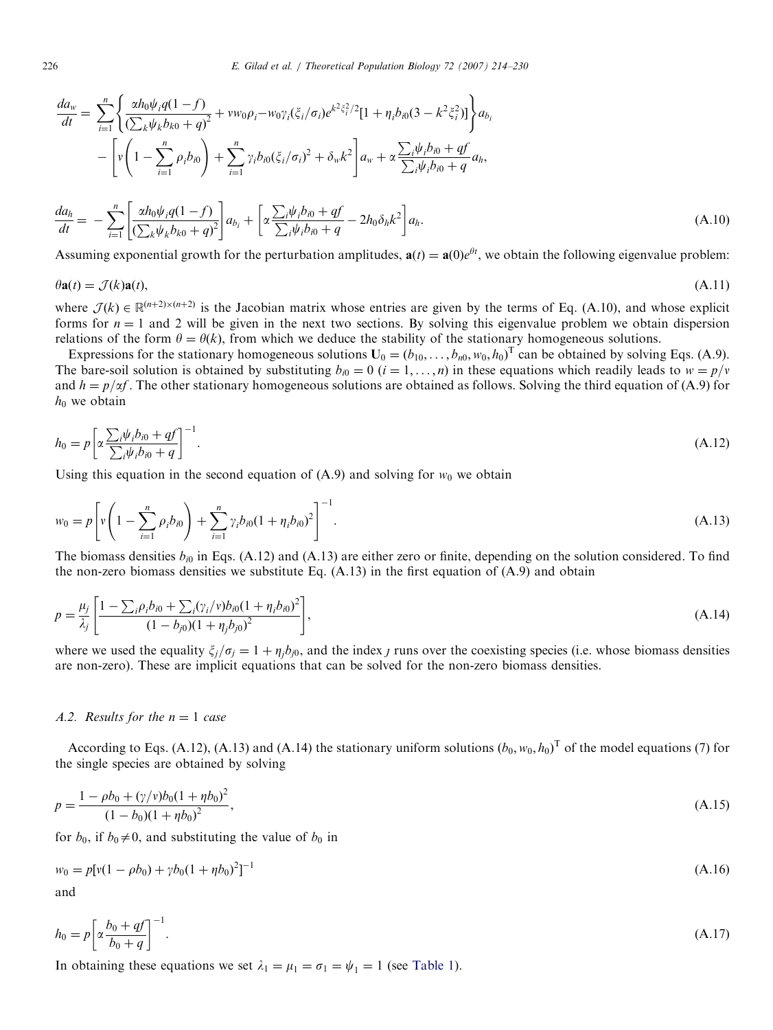$$\frac{da_w}{dt} = \sum_{i=1}^{n} \left\{ \frac{\alpha h_0 \psi_i q(1-f)}{(\sum_k \psi_k b_{k0} + q)^2} + v w_0 \rho_i - w_0 \gamma_i (\xi_i/\sigma_i) e^{k^2 \xi_i^2/2} [1 + \eta_i b_{i0}(3 - k^2 \xi_i^2)] \right\} a_{b_i}$$
$$- \left[ v \left( 1 - \sum_{i=1}^{n} \rho_i b_{i0} \right) + \sum_{i=1}^{n} \gamma_i b_{i0} (\xi_i/\sigma_i)^2 + \delta_w k^2 \right] a_w + \alpha \frac{\sum_i \psi_i b_{i0} + qf}{\sum_i \psi_i b_{i0} + q} a_h,$$

$$\frac{da_h}{dt} = -\sum_{i=1}^{n} \left[ \frac{\alpha h_0 \psi_i q(1-f)}{(\sum_k \psi_k b_{k0} + q)^2} \right] a_{b_i} + \left[ \alpha \frac{\sum_i \psi_i b_{i0} + qf}{\sum_i \psi_i b_{i0} + q} - 2 h_0 \delta_h k^2 \right] a_h. \tag{A.10}$$

Assuming exponential growth for the perturbation amplitudes, $\mathbf{a}(t) = \mathbf{a}(0)e^{\theta t}$, we obtain the following eigenvalue problem:

$$\theta \mathbf{a}(t) = \mathcal{J}(k)\mathbf{a}(t), \tag{A.11}$$

where $\mathcal{J}(k) \in \mathbb{R}^{(n+2)\times(n+2)}$ is the Jacobian matrix whose entries are given by the terms of Eq. (A.10), and whose explicit forms for $n = 1$ and 2 will be given in the next two sections. By solving this eigenvalue problem we obtain dispersion relations of the form $\theta = \theta(k)$, from which we deduce the stability of the stationary homogeneous solutions.

Expressions for the stationary homogeneous solutions $\mathbf{U}_0 = (b_{10}, \ldots, b_{n0}, w_0, h_0)^{\mathrm{T}}$ can be obtained by solving Eqs. (A.9). The bare-soil solution is obtained by substituting $b_{i0} = 0$ $(i = 1, \ldots, n)$ in these equations which readily leads to $w = p/v$ and $h = p/\alpha f$. The other stationary homogeneous solutions are obtained as follows. Solving the third equation of (A.9) for $h_0$ we obtain

$$h_0 = p \left[ \alpha \frac{\sum_i \psi_i b_{i0} + qf}{\sum_i \psi_i b_{i0} + q} \right]^{-1}. \tag{A.12}$$

Using this equation in the second equation of (A.9) and solving for $w_0$ we obtain

$$w_0 = p \left[ v \left( 1 - \sum_{i=1}^{n} \rho_i b_{i0} \right) + \sum_{i=1}^{n} \gamma_i b_{i0} (1 + \eta_i b_{i0})^2 \right]^{-1}. \tag{A.13}$$

The biomass densities $b_{i0}$ in Eqs. (A.12) and (A.13) are either zero or finite, depending on the solution considered. To find the non-zero biomass densities we substitute Eq. (A.13) in the first equation of (A.9) and obtain

$$p = \frac{\mu_j}{\lambda_j} \left[ \frac{1 - \sum_i \rho_i b_{i0} + \sum_i (\gamma_i/v) b_{i0} (1 + \eta_i b_{i0})^2}{(1 - b_{j0})(1 + \eta_j b_{j0})^2} \right], \tag{A.14}$$

where we used the equality $\xi_j/\sigma_j = 1 + \eta_j b_{j0}$, and the index $j$ runs over the coexisting species (i.e. whose biomass densities are non-zero). These are implicit equations that can be solved for the non-zero biomass densities.

### A.2. Results for the $n = 1$ case

According to Eqs. (A.12), (A.13) and (A.14) the stationary uniform solutions $(b_0, w_0, h_0)^{\mathrm{T}}$ of the model equations (7) for the single species are obtained by solving

$$p = \frac{1 - \rho b_0 + (\gamma/v) b_0 (1 + \eta b_0)^2}{(1 - b_0)(1 + \eta b_0)^2}, \tag{A.15}$$

for $b_0$, if $b_0 \neq 0$, and substituting the value of $b_0$ in

$$w_0 = p[v(1 - \rho b_0) + \gamma b_0 (1 + \eta b_0)^2]^{-1} \tag{A.16}$$

and

$$h_0 = p \left[ \alpha \frac{b_0 + qf}{b_0 + q} \right]^{-1}. \tag{A.17}$$

In obtaining these equations we set $\lambda_1 = \mu_1 = \sigma_1 = \psi_1 = 1$ (see Table 1).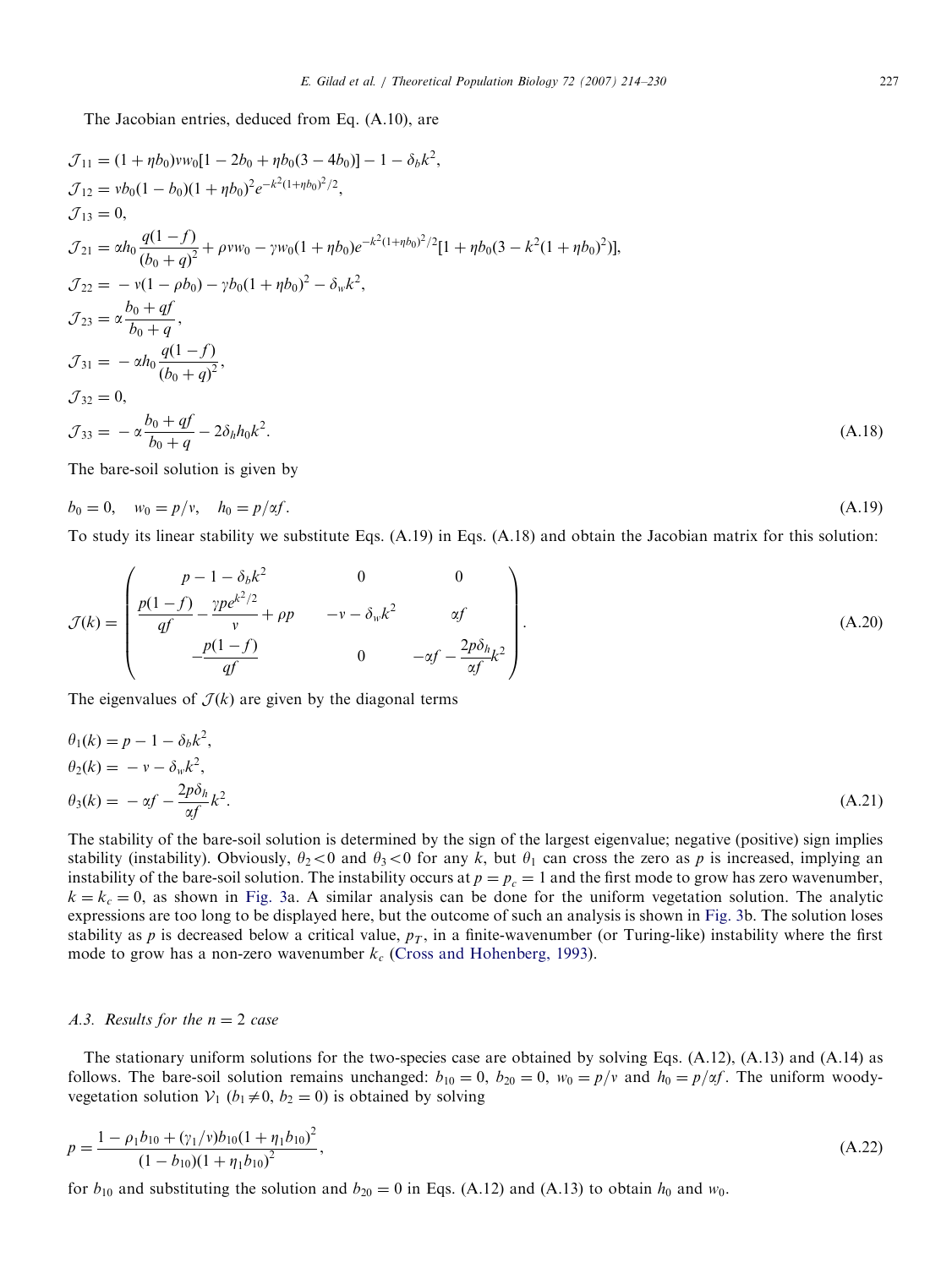The Jacobian entries, deduced from Eq. (A.10), are

$$
\begin{aligned}
\mathcal{J}_{11} &= (1+\eta b_0)\nu w_0[1-2b_0+\eta b_0(3-4b_0)] - 1 - \delta_b k^2,\\
\mathcal{J}_{12} &= \nu b_0(1-b_0)(1+\eta b_0)^2 e^{-k^2(1+\eta b_0)^2/2},\\
\mathcal{J}_{13} &= 0,\\
\mathcal{J}_{21} &= \alpha h_0 \frac{q(1-f)}{(b_0+q)^2} + \rho \nu w_0 - \gamma w_0 (1+\eta b_0) e^{-k^2(1+\eta b_0)^2/2}[1+\eta b_0(3-k^2(1+\eta b_0)^2)],\\
\mathcal{J}_{22} &= -\nu(1-\rho b_0) - \gamma b_0(1+\eta b_0)^2 - \delta_w k^2,\\
\mathcal{J}_{23} &= \alpha \frac{b_0+qf}{b_0+q},\\
\mathcal{J}_{31} &= -\alpha h_0 \frac{q(1-f)}{(b_0+q)^2},\\
\mathcal{J}_{32} &= 0,\\
\mathcal{J}_{33} &= -\alpha \frac{b_0+qf}{b_0+q} - 2\delta_h h_0 k^2.
\end{aligned}
\tag{A.18}
$$

The bare-soil solution is given by

$$
b_0 = 0, \quad w_0 = p/\nu, \quad h_0 = p/\alpha f. \tag{A.19}
$$

To study its linear stability we substitute Eqs. (A.19) in Eqs. (A.18) and obtain the Jacobian matrix for this solution:

$$
\mathcal{J}(k) = \begin{pmatrix} p-1-\delta_b k^2 & 0 & 0 \\ \dfrac{p(1-f)}{qf} - \dfrac{\gamma p e^{k^2/2}}{\nu} + \rho p & -\nu - \delta_w k^2 & \alpha f \\ -\dfrac{p(1-f)}{qf} & 0 & -\alpha f - \dfrac{2p\delta_h}{\alpha f}k^2 \end{pmatrix}. \tag{A.20}
$$

The eigenvalues of $\mathcal{J}(k)$ are given by the diagonal terms

$$
\begin{aligned}
\theta_1(k) &= p - 1 - \delta_b k^2,\\
\theta_2(k) &= -\nu - \delta_w k^2,\\
\theta_3(k) &= -\alpha f - \frac{2p\delta_h}{\alpha f}k^2.
\end{aligned}
\tag{A.21}
$$

The stability of the bare-soil solution is determined by the sign of the largest eigenvalue; negative (positive) sign implies stability (instability). Obviously, $\theta_2 < 0$ and $\theta_3 < 0$ for any $k$, but $\theta_1$ can cross the zero as $p$ is increased, implying an instability of the bare-soil solution. The instability occurs at $p = p_c = 1$ and the first mode to grow has zero wavenumber, $k = k_c = 0$, as shown in Fig. 3a. A similar analysis can be done for the uniform vegetation solution. The analytic expressions are too long to be displayed here, but the outcome of such an analysis is shown in Fig. 3b. The solution loses stability as $p$ is decreased below a critical value, $p_T$, in a finite-wavenumber (or Turing-like) instability where the first mode to grow has a non-zero wavenumber $k_c$ (Cross and Hohenberg, 1993).

### A.3. Results for the $n = 2$ case

The stationary uniform solutions for the two-species case are obtained by solving Eqs. (A.12), (A.13) and (A.14) as follows. The bare-soil solution remains unchanged: $b_{10} = 0$, $b_{20} = 0$, $w_0 = p/\nu$ and $h_0 = p/\alpha f$. The uniform woody-vegetation solution $\mathcal{V}_1$ ($b_1 \neq 0$, $b_2 = 0$) is obtained by solving

$$
p = \frac{1 - \rho_1 b_{10} + (\gamma_1/\nu) b_{10}(1+\eta_1 b_{10})^2}{(1-b_{10})(1+\eta_1 b_{10})^2}, \tag{A.22}
$$

for $b_{10}$ and substituting the solution and $b_{20} = 0$ in Eqs. (A.12) and (A.13) to obtain $h_0$ and $w_0$.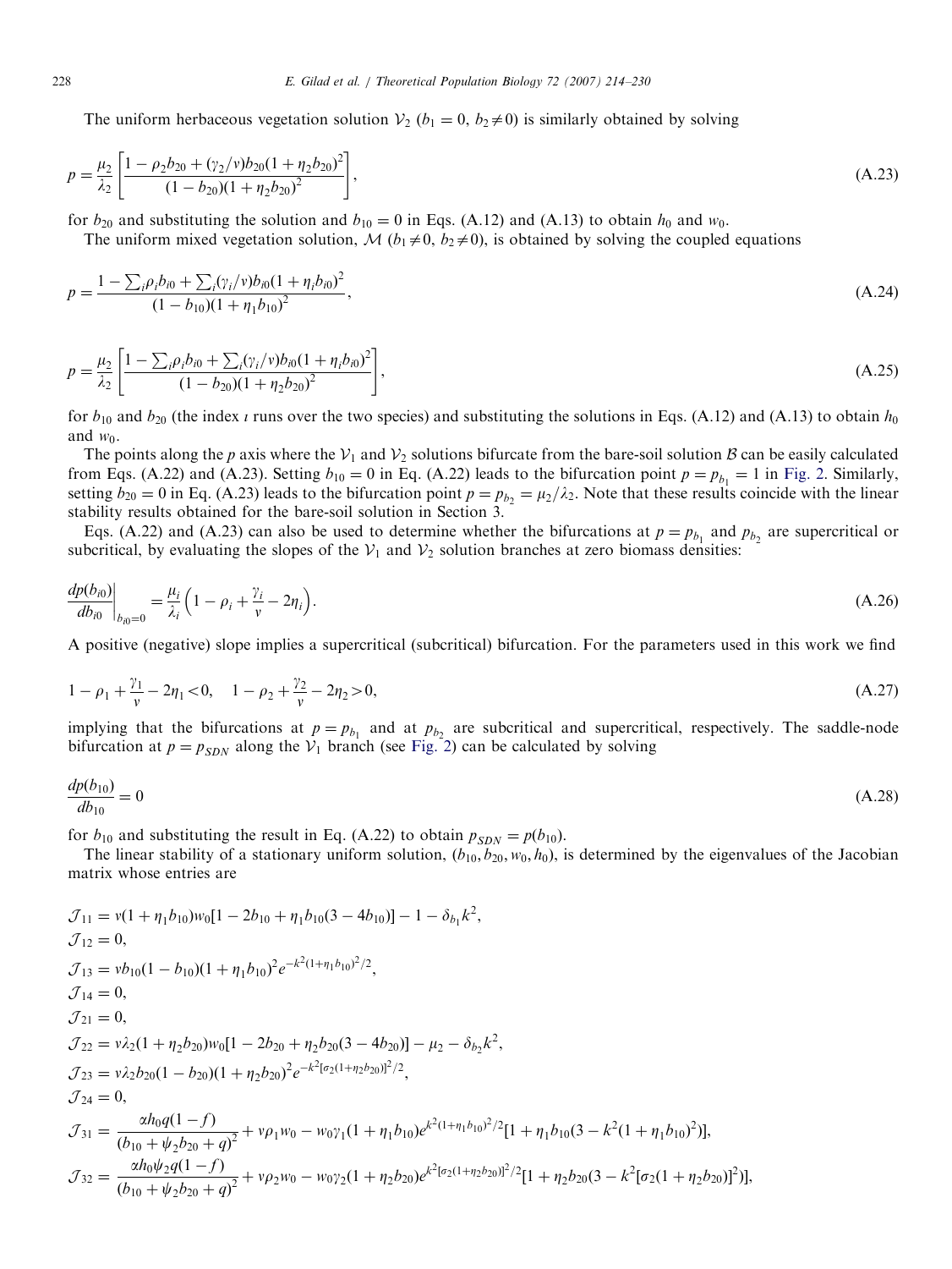The uniform herbaceous vegetation solution $\mathcal{V}_2$ ($b_1 = 0$, $b_2 \neq 0$) is similarly obtained by solving

$$p = \frac{\mu_2}{\lambda_2}\left[\frac{1 - \rho_2 b_{20} + (\gamma_2/v) b_{20}(1 + \eta_2 b_{20})^2}{(1 - b_{20})(1 + \eta_2 b_{20})^2}\right], \tag{A.23}$$

for $b_{20}$ and substituting the solution and $b_{10} = 0$ in Eqs. (A.12) and (A.13) to obtain $h_0$ and $w_0$.

The uniform mixed vegetation solution, $\mathcal{M}$ ($b_1 \neq 0$, $b_2 \neq 0$), is obtained by solving the coupled equations

$$p = \frac{1 - \sum_i \rho_i b_{i0} + \sum_i (\gamma_i/v) b_{i0}(1 + \eta_i b_{i0})^2}{(1 - b_{10})(1 + \eta_1 b_{10})^2}, \tag{A.24}$$

$$p = \frac{\mu_2}{\lambda_2}\left[\frac{1 - \sum_i \rho_i b_{i0} + \sum_i (\gamma_i/v) b_{i0}(1 + \eta_i b_{i0})^2}{(1 - b_{20})(1 + \eta_2 b_{20})^2}\right], \tag{A.25}$$

for $b_{10}$ and $b_{20}$ (the index $\imath$ runs over the two species) and substituting the solutions in Eqs. (A.12) and (A.13) to obtain $h_0$ and $w_0$.

The points along the $p$ axis where the $\mathcal{V}_1$ and $\mathcal{V}_2$ solutions bifurcate from the bare-soil solution $\mathcal{B}$ can be easily calculated from Eqs. (A.22) and (A.23). Setting $b_{10} = 0$ in Eq. (A.22) leads to the bifurcation point $p = p_{b_1} = 1$ in Fig. 2. Similarly, setting $b_{20} = 0$ in Eq. (A.23) leads to the bifurcation point $p = p_{b_2} = \mu_2/\lambda_2$. Note that these results coincide with the linear stability results obtained for the bare-soil solution in Section 3.

Eqs. (A.22) and (A.23) can also be used to determine whether the bifurcations at $p = p_{b_1}$ and $p_{b_2}$ are supercritical or subcritical, by evaluating the slopes of the $\mathcal{V}_1$ and $\mathcal{V}_2$ solution branches at zero biomass densities:

$$\left.\frac{dp(b_{i0})}{db_{i0}}\right|_{b_{i0}=0} = \frac{\mu_i}{\lambda_i}\left(1 - \rho_i + \frac{\gamma_i}{v} - 2\eta_i\right). \tag{A.26}$$

A positive (negative) slope implies a supercritical (subcritical) bifurcation. For the parameters used in this work we find

$$1 - \rho_1 + \frac{\gamma_1}{v} - 2\eta_1 < 0, \quad 1 - \rho_2 + \frac{\gamma_2}{v} - 2\eta_2 > 0, \tag{A.27}$$

implying that the bifurcations at $p = p_{b_1}$ and at $p_{b_2}$ are subcritical and supercritical, respectively. The saddle-node bifurcation at $p = p_{SDN}$ along the $\mathcal{V}_1$ branch (see Fig. 2) can be calculated by solving

$$\frac{dp(b_{10})}{db_{10}} = 0 \tag{A.28}$$

for $b_{10}$ and substituting the result in Eq. (A.22) to obtain $p_{SDN} = p(b_{10})$.

The linear stability of a stationary uniform solution, $(b_{10}, b_{20}, w_0, h_0)$, is determined by the eigenvalues of the Jacobian matrix whose entries are

$$
\begin{aligned}
\mathcal{J}_{11} &= v(1 + \eta_1 b_{10}) w_0 [1 - 2b_{10} + \eta_1 b_{10}(3 - 4b_{10})] - 1 - \delta_{b_1} k^2,\\
\mathcal{J}_{12} &= 0,\\
\mathcal{J}_{13} &= v b_{10}(1 - b_{10})(1 + \eta_1 b_{10})^2 e^{-k^2(1+\eta_1 b_{10})^2/2},\\
\mathcal{J}_{14} &= 0,\\
\mathcal{J}_{21} &= 0,\\
\mathcal{J}_{22} &= v\lambda_2(1 + \eta_2 b_{20}) w_0 [1 - 2b_{20} + \eta_2 b_{20}(3 - 4b_{20})] - \mu_2 - \delta_{b_2} k^2,\\
\mathcal{J}_{23} &= v\lambda_2 b_{20}(1 - b_{20})(1 + \eta_2 b_{20})^2 e^{-k^2[\sigma_2(1+\eta_2 b_{20})]^2/2},\\
\mathcal{J}_{24} &= 0,\\
\mathcal{J}_{31} &= \frac{\alpha h_0 q(1-f)}{(b_{10} + \psi_2 b_{20} + q)^2} + v\rho_1 w_0 - w_0\gamma_1(1 + \eta_1 b_{10}) e^{k^2(1+\eta_1 b_{10})^2/2}[1 + \eta_1 b_{10}(3 - k^2(1 + \eta_1 b_{10})^2)],\\
\mathcal{J}_{32} &= \frac{\alpha h_0 \psi_2 q(1-f)}{(b_{10} + \psi_2 b_{20} + q)^2} + v\rho_2 w_0 - w_0\gamma_2(1 + \eta_2 b_{20}) e^{k^2[\sigma_2(1+\eta_2 b_{20})]^2/2}[1 + \eta_2 b_{20}(3 - k^2[\sigma_2(1 + \eta_2 b_{20})]^2)],
\end{aligned}
$$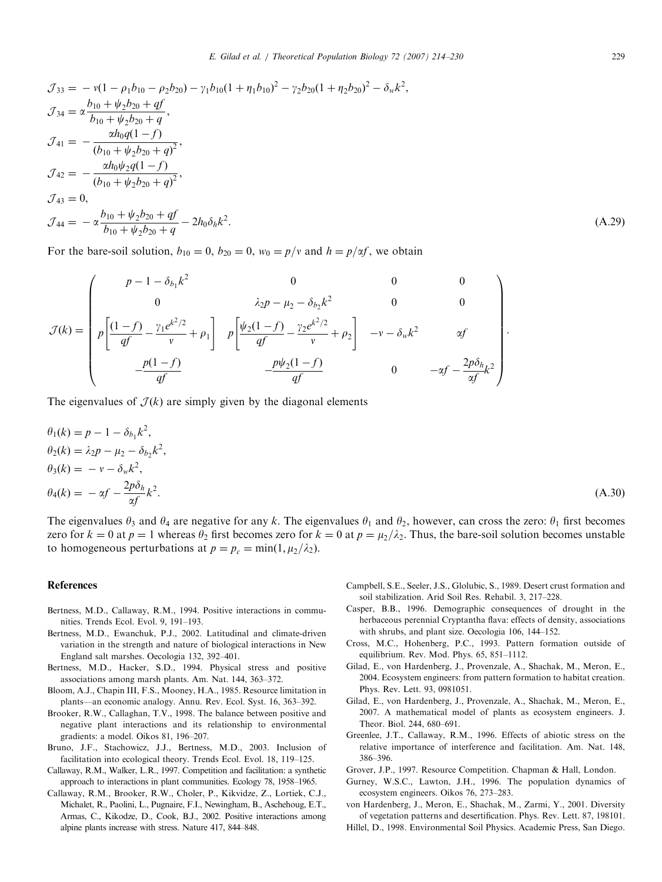$$
\begin{aligned}
\mathcal{J}_{33} &= -v(1-\rho_1 b_{10} - \rho_2 b_{20}) - \gamma_1 b_{10}(1+\eta_1 b_{10})^2 - \gamma_2 b_{20}(1+\eta_2 b_{20})^2 - \delta_w k^2, \\
\mathcal{J}_{34} &= \alpha \frac{b_{10} + \psi_2 b_{20} + qf}{b_{10} + \psi_2 b_{20} + q}, \\
\mathcal{J}_{41} &= -\frac{\alpha h_0 q(1-f)}{(b_{10} + \psi_2 b_{20} + q)^2}, \\
\mathcal{J}_{42} &= -\frac{\alpha h_0 \psi_2 q(1-f)}{(b_{10} + \psi_2 b_{20} + q)^2}, \\
\mathcal{J}_{43} &= 0, \\
\mathcal{J}_{44} &= -\alpha \frac{b_{10} + \psi_2 b_{20} + qf}{b_{10} + \psi_2 b_{20} + q} - 2h_0 \delta_h k^2.
\end{aligned}
\tag{A.29}
$$

For the bare-soil solution, $b_{10} = 0$, $b_{20} = 0$, $w_0 = p/v$ and $h = p/\alpha f$, we obtain

$$
\mathcal{J}(k) = \begin{pmatrix}
p - 1 - \delta_{b_1} k^2 & 0 & 0 & 0 \\
0 & \lambda_2 p - \mu_2 - \delta_{b_2} k^2 & 0 & 0 \\
p\left[\frac{(1-f)}{qf} - \frac{\gamma_1 e^{k^2/2}}{v} + \rho_1\right] & p\left[\frac{\psi_2(1-f)}{qf} - \frac{\gamma_2 e^{k^2/2}}{v} + \rho_2\right] & -v - \delta_w k^2 & \alpha f \\
-\frac{p(1-f)}{qf} & -\frac{p\psi_2(1-f)}{qf} & 0 & -\alpha f - \frac{2p\delta_h}{\alpha f} k^2
\end{pmatrix}.
$$

The eigenvalues of $\mathcal{J}(k)$ are simply given by the diagonal elements

$$
\begin{aligned}
\theta_1(k) &= p - 1 - \delta_{b_1} k^2, \\
\theta_2(k) &= \lambda_2 p - \mu_2 - \delta_{b_2} k^2, \\
\theta_3(k) &= -v - \delta_w k^2, \\
\theta_4(k) &= -\alpha f - \frac{2p\delta_h}{\alpha f} k^2.
\end{aligned}
\tag{A.30}
$$

The eigenvalues $\theta_3$ and $\theta_4$ are negative for any $k$. The eigenvalues $\theta_1$ and $\theta_2$, however, can cross the zero: $\theta_1$ first becomes zero for $k = 0$ at $p = 1$ whereas $\theta_2$ first becomes zero for $k = 0$ at $p = \mu_2/\lambda_2$. Thus, the bare-soil solution becomes unstable to homogeneous perturbations at $p = p_c = \min(1, \mu_2/\lambda_2)$.

## References

Bertness, M.D., Callaway, R.M., 1994. Positive interactions in communities. Trends Ecol. Evol. 9, 191–193.

Bertness, M.D., Ewanchuk, P.J., 2002. Latitudinal and climate-driven variation in the strength and nature of biological interactions in New England salt marshes. Oecologia 132, 392–401.

Bertness, M.D., Hacker, S.D., 1994. Physical stress and positive associations among marsh plants. Am. Nat. 144, 363–372.

Bloom, A.J., Chapin III, F.S., Mooney, H.A., 1985. Resource limitation in plants—an economic analogy. Annu. Rev. Ecol. Syst. 16, 363–392.

Brooker, R.W., Callaghan, T.V., 1998. The balance between positive and negative plant interactions and its relationship to environmental gradients: a model. Oikos 81, 196–207.

Bruno, J.F., Stachowicz, J.J., Bertness, M.D., 2003. Inclusion of facilitation into ecological theory. Trends Ecol. Evol. 18, 119–125.

Callaway, R.M., Walker, L.R., 1997. Competition and facilitation: a synthetic approach to interactions in plant communities. Ecology 78, 1958–1965.

Callaway, R.M., Brooker, R.W., Choler, P., Kikvidze, Z., Lortiek, C.J., Michalet, R., Paolini, L., Pugnaire, F.I., Newingham, B., Aschehoug, E.T., Armas, C., Kikodze, D., Cook, B.J., 2002. Positive interactions among alpine plants increase with stress. Nature 417, 844–848.

Campbell, S.E., Seeler, J.S., Glolubic, S., 1989. Desert crust formation and soil stabilization. Arid Soil Res. Rehabil. 3, 217–228.

Casper, B.B., 1996. Demographic consequences of drought in the herbaceous perennial Cryptantha flava: effects of density, associations with shrubs, and plant size. Oecologia 106, 144–152.

Cross, M.C., Hohenberg, P.C., 1993. Pattern formation outside of equilibrium. Rev. Mod. Phys. 65, 851–1112.

Gilad, E., von Hardenberg, J., Provenzale, A., Shachak, M., Meron, E., 2004. Ecosystem engineers: from pattern formation to habitat creation. Phys. Rev. Lett. 93, 0981051.

Gilad, E., von Hardenberg, J., Provenzale, A., Shachak, M., Meron, E., 2007. A mathematical model of plants as ecosystem engineers. J. Theor. Biol. 244, 680–691.

Greenlee, J.T., Callaway, R.M., 1996. Effects of abiotic stress on the relative importance of interference and facilitation. Am. Nat. 148, 386–396.

Grover, J.P., 1997. Resource Competition. Chapman & Hall, London.

Gurney, W.S.C., Lawton, J.H., 1996. The population dynamics of ecosystem engineers. Oikos 76, 273–283.

von Hardenberg, J., Meron, E., Shachak, M., Zarmi, Y., 2001. Diversity of vegetation patterns and desertification. Phys. Rev. Lett. 87, 198101.

Hillel, D., 1998. Environmental Soil Physics. Academic Press, San Diego.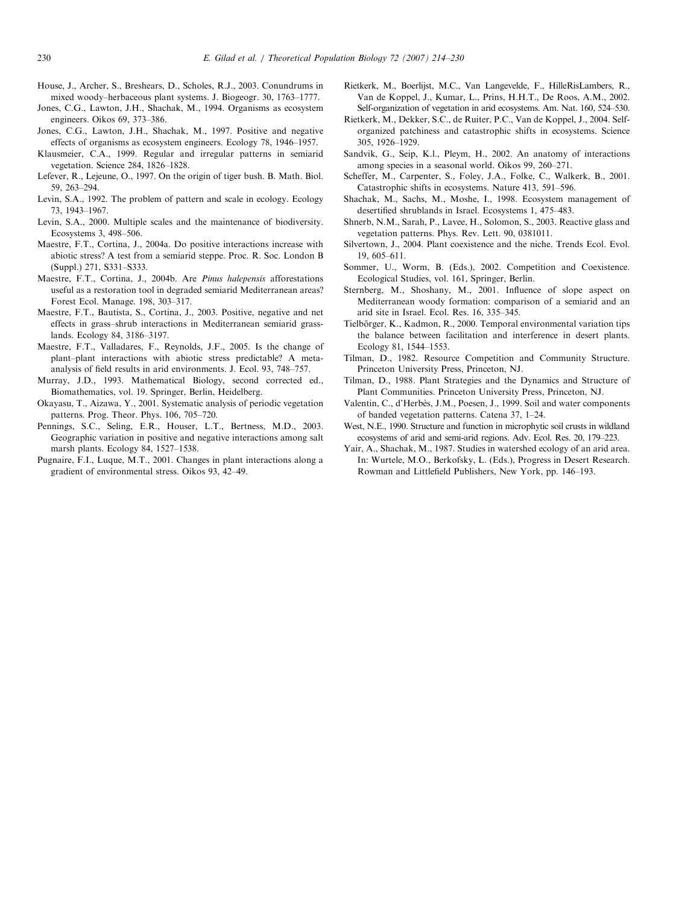House, J., Archer, S., Breshears, D., Scholes, R.J., 2003. Conundrums in mixed woody–herbaceous plant systems. J. Biogeogr. 30, 1763–1777.

Jones, C.G., Lawton, J.H., Shachak, M., 1994. Organisms as ecosystem engineers. Oikos 69, 373–386.

Jones, C.G., Lawton, J.H., Shachak, M., 1997. Positive and negative effects of organisms as ecosystem engineers. Ecology 78, 1946–1957.

Klausmeier, C.A., 1999. Regular and irregular patterns in semiarid vegetation. Science 284, 1826–1828.

Lefever, R., Lejeune, O., 1997. On the origin of tiger bush. B. Math. Biol. 59, 263–294.

Levin, S.A., 1992. The problem of pattern and scale in ecology. Ecology 73, 1943–1967.

Levin, S.A., 2000. Multiple scales and the maintenance of biodiversity. Ecosystems 3, 498–506.

Maestre, F.T., Cortina, J., 2004a. Do positive interactions increase with abiotic stress? A test from a semiarid steppe. Proc. R. Soc. London B (Suppl.) 271, S331–S333.

Maestre, F.T., Cortina, J., 2004b. Are *Pinus halepensis* afforestations useful as a restoration tool in degraded semiarid Mediterranean areas? Forest Ecol. Manage. 198, 303–317.

Maestre, F.T., Bautista, S., Cortina, J., 2003. Positive, negative and net effects in grass–shrub interactions in Mediterranean semiarid grasslands. Ecology 84, 3186–3197.

Maestre, F.T., Valladares, F., Reynolds, J.F., 2005. Is the change of plant–plant interactions with abiotic stress predictable? A meta-analysis of field results in arid environments. J. Ecol. 93, 748–757.

Murray, J.D., 1993. Mathematical Biology, second corrected ed., Biomathematics, vol. 19. Springer, Berlin, Heidelberg.

Okayasu, T., Aizawa, Y., 2001. Systematic analysis of periodic vegetation patterns. Prog. Theor. Phys. 106, 705–720.

Pennings, S.C., Seling, E.R., Houser, L.T., Bertness, M.D., 2003. Geographic variation in positive and negative interactions among salt marsh plants. Ecology 84, 1527–1538.

Pugnaire, F.I., Luque, M.T., 2001. Changes in plant interactions along a gradient of environmental stress. Oikos 93, 42–49.

Rietkerk, M., Boerlijst, M.C., Van Langevelde, F., HilleRisLambers, R., Van de Koppel, J., Kumar, L., Prins, H.H.T., De Roos, A.M., 2002. Self-organization of vegetation in arid ecosystems. Am. Nat. 160, 524–530.

Rietkerk, M., Dekker, S.C., de Ruiter, P.C., Van de Koppel, J., 2004. Self-organized patchiness and catastrophic shifts in ecosystems. Science 305, 1926–1929.

Sandvik, G., Seip, K.l., Pleym, H., 2002. An anatomy of interactions among species in a seasonal world. Oikos 99, 260–271.

Scheffer, M., Carpenter, S., Foley, J.A., Folke, C., Walkerk, B., 2001. Catastrophic shifts in ecosystems. Nature 413, 591–596.

Shachak, M., Sachs, M., Moshe, I., 1998. Ecosystem management of desertified shrublands in Israel. Ecosystems 1, 475–483.

Shnerb, N.M., Sarah, P., Lavee, H., Solomon, S., 2003. Reactive glass and vegetation patterns. Phys. Rev. Lett. 90, 0381011.

Silvertown, J., 2004. Plant coexistence and the niche. Trends Ecol. Evol. 19, 605–611.

Sommer, U., Worm, B. (Eds.), 2002. Competition and Coexistence. Ecological Studies, vol. 161, Springer, Berlin.

Sternberg, M., Shoshany, M., 2001. Influence of slope aspect on Mediterranean woody formation: comparison of a semiarid and an arid site in Israel. Ecol. Res. 16, 335–345.

Tielbörger, K., Kadmon, R., 2000. Temporal environmental variation tips the balance between facilitation and interference in desert plants. Ecology 81, 1544–1553.

Tilman, D., 1982. Resource Competition and Community Structure. Princeton University Press, Princeton, NJ.

Tilman, D., 1988. Plant Strategies and the Dynamics and Structure of Plant Communities. Princeton University Press, Princeton, NJ.

Valentin, C., d'Herbès, J.M., Poesen, J., 1999. Soil and water components of banded vegetation patterns. Catena 37, 1–24.

West, N.E., 1990. Structure and function in microphytic soil crusts in wildland ecosystems of arid and semi-arid regions. Adv. Ecol. Res. 20, 179–223.

Yair, A., Shachak, M., 1987. Studies in watershed ecology of an arid area. In: Wurtele, M.O., Berkofsky, L. (Eds.), Progress in Desert Research. Rowman and Littlefield Publishers, New York, pp. 146–193.